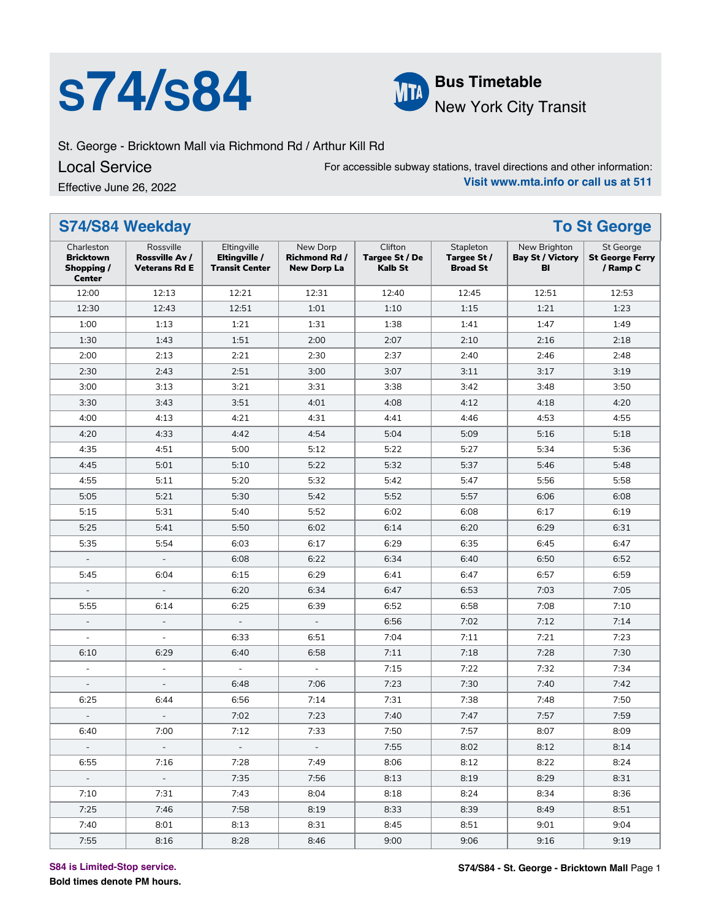# s74/s84

**Bus Timetable**

New York City Transit

St. George - Bricktown Mall via Richmond Rd / Arthur Kill Rd

Local Service

Effective June 26, 2022

For accessible subway stations, travel directions and other information:
**Visit www.mta.info or call us at 511**

## S74/S84 Weekday — To St George

| Charleston **Bricktown Shopping / Center** | Rossville **Rossville Av / Veterans Rd E** | Eltingville **Eltingville / Transit Center** | New Dorp **Richmond Rd / New Dorp La** | Clifton **Targee St / De Kalb St** | Stapleton **Targee St / Broad St** | New Brighton **Bay St / Victory Bl** | St George **St George Ferry / Ramp C** |
|---|---|---|---|---|---|---|---|
| 12:00 | 12:13 | 12:21 | 12:31 | 12:40 | 12:45 | 12:51 | 12:53 |
| 12:30 | 12:43 | 12:51 | 1:01 | 1:10 | 1:15 | 1:21 | 1:23 |
| 1:00 | 1:13 | 1:21 | 1:31 | 1:38 | 1:41 | 1:47 | 1:49 |
| 1:30 | 1:43 | 1:51 | 2:00 | 2:07 | 2:10 | 2:16 | 2:18 |
| 2:00 | 2:13 | 2:21 | 2:30 | 2:37 | 2:40 | 2:46 | 2:48 |
| 2:30 | 2:43 | 2:51 | 3:00 | 3:07 | 3:11 | 3:17 | 3:19 |
| 3:00 | 3:13 | 3:21 | 3:31 | 3:38 | 3:42 | 3:48 | 3:50 |
| 3:30 | 3:43 | 3:51 | 4:01 | 4:08 | 4:12 | 4:18 | 4:20 |
| 4:00 | 4:13 | 4:21 | 4:31 | 4:41 | 4:46 | 4:53 | 4:55 |
| 4:20 | 4:33 | 4:42 | 4:54 | 5:04 | 5:09 | 5:16 | 5:18 |
| 4:35 | 4:51 | 5:00 | 5:12 | 5:22 | 5:27 | 5:34 | 5:36 |
| 4:45 | 5:01 | 5:10 | 5:22 | 5:32 | 5:37 | 5:46 | 5:48 |
| 4:55 | 5:11 | 5:20 | 5:32 | 5:42 | 5:47 | 5:56 | 5:58 |
| 5:05 | 5:21 | 5:30 | 5:42 | 5:52 | 5:57 | 6:06 | 6:08 |
| 5:15 | 5:31 | 5:40 | 5:52 | 6:02 | 6:08 | 6:17 | 6:19 |
| 5:25 | 5:41 | 5:50 | 6:02 | 6:14 | 6:20 | 6:29 | 6:31 |
| 5:35 | 5:54 | 6:03 | 6:17 | 6:29 | 6:35 | 6:45 | 6:47 |
| - | - | 6:08 | 6:22 | 6:34 | 6:40 | 6:50 | 6:52 |
| 5:45 | 6:04 | 6:15 | 6:29 | 6:41 | 6:47 | 6:57 | 6:59 |
| - | - | 6:20 | 6:34 | 6:47 | 6:53 | 7:03 | 7:05 |
| 5:55 | 6:14 | 6:25 | 6:39 | 6:52 | 6:58 | 7:08 | 7:10 |
| - | - | - | - | 6:56 | 7:02 | 7:12 | 7:14 |
| - | - | 6:33 | 6:51 | 7:04 | 7:11 | 7:21 | 7:23 |
| 6:10 | 6:29 | 6:40 | 6:58 | 7:11 | 7:18 | 7:28 | 7:30 |
| - | - | - | - | 7:15 | 7:22 | 7:32 | 7:34 |
| - | - | 6:48 | 7:06 | 7:23 | 7:30 | 7:40 | 7:42 |
| 6:25 | 6:44 | 6:56 | 7:14 | 7:31 | 7:38 | 7:48 | 7:50 |
| - | - | 7:02 | 7:23 | 7:40 | 7:47 | 7:57 | 7:59 |
| 6:40 | 7:00 | 7:12 | 7:33 | 7:50 | 7:57 | 8:07 | 8:09 |
| - | - | - | - | 7:55 | 8:02 | 8:12 | 8:14 |
| 6:55 | 7:16 | 7:28 | 7:49 | 8:06 | 8:12 | 8:22 | 8:24 |
| - | - | 7:35 | 7:56 | 8:13 | 8:19 | 8:29 | 8:31 |
| 7:10 | 7:31 | 7:43 | 8:04 | 8:18 | 8:24 | 8:34 | 8:36 |
| 7:25 | 7:46 | 7:58 | 8:19 | 8:33 | 8:39 | 8:49 | 8:51 |
| 7:40 | 8:01 | 8:13 | 8:31 | 8:45 | 8:51 | 9:01 | 9:04 |
| 7:55 | 8:16 | 8:28 | 8:46 | 9:00 | 9:06 | 9:16 | 9:19 |

S84 is Limited-Stop service.

**Bold times denote PM hours.**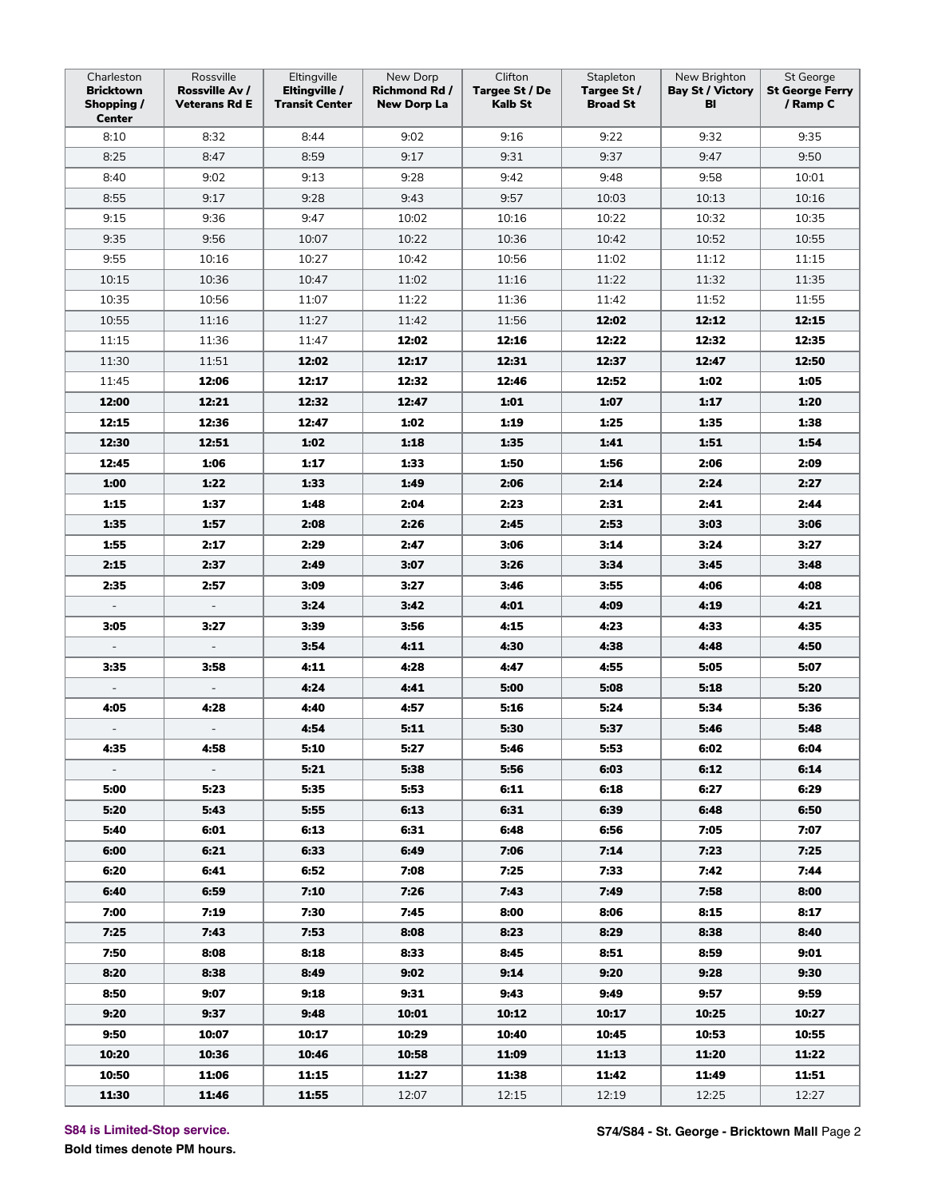| Charleston **Bricktown Shopping / Center** | Rossville **Rossville Av / Veterans Rd E** | Eltingville **Eltingville / Transit Center** | New Dorp **Richmond Rd / New Dorp La** | Clifton **Targee St / De Kalb St** | Stapleton **Targee St / Broad St** | New Brighton **Bay St / Victory Bl** | St George **St George Ferry / Ramp C** |
|---|---|---|---|---|---|---|---|
| 8:10 | 8:32 | 8:44 | 9:02 | 9:16 | 9:22 | 9:32 | 9:35 |
| 8:25 | 8:47 | 8:59 | 9:17 | 9:31 | 9:37 | 9:47 | 9:50 |
| 8:40 | 9:02 | 9:13 | 9:28 | 9:42 | 9:48 | 9:58 | 10:01 |
| 8:55 | 9:17 | 9:28 | 9:43 | 9:57 | 10:03 | 10:13 | 10:16 |
| 9:15 | 9:36 | 9:47 | 10:02 | 10:16 | 10:22 | 10:32 | 10:35 |
| 9:35 | 9:56 | 10:07 | 10:22 | 10:36 | 10:42 | 10:52 | 10:55 |
| 9:55 | 10:16 | 10:27 | 10:42 | 10:56 | 11:02 | 11:12 | 11:15 |
| 10:15 | 10:36 | 10:47 | 11:02 | 11:16 | 11:22 | 11:32 | 11:35 |
| 10:35 | 10:56 | 11:07 | 11:22 | 11:36 | 11:42 | 11:52 | 11:55 |
| 10:55 | 11:16 | 11:27 | 11:42 | 11:56 | **12:02** | **12:12** | **12:15** |
| 11:15 | 11:36 | 11:47 | **12:02** | **12:16** | **12:22** | **12:32** | **12:35** |
| 11:30 | 11:51 | **12:02** | **12:17** | **12:31** | **12:37** | **12:47** | **12:50** |
| 11:45 | **12:06** | **12:17** | **12:32** | **12:46** | **12:52** | **1:02** | **1:05** |
| **12:00** | **12:21** | **12:32** | **12:47** | **1:01** | **1:07** | **1:17** | **1:20** |
| **12:15** | **12:36** | **12:47** | **1:02** | **1:19** | **1:25** | **1:35** | **1:38** |
| **12:30** | **12:51** | **1:02** | **1:18** | **1:35** | **1:41** | **1:51** | **1:54** |
| **12:45** | **1:06** | **1:17** | **1:33** | **1:50** | **1:56** | **2:06** | **2:09** |
| **1:00** | **1:22** | **1:33** | **1:49** | **2:06** | **2:14** | **2:24** | **2:27** |
| **1:15** | **1:37** | **1:48** | **2:04** | **2:23** | **2:31** | **2:41** | **2:44** |
| **1:35** | **1:57** | **2:08** | **2:26** | **2:45** | **2:53** | **3:03** | **3:06** |
| **1:55** | **2:17** | **2:29** | **2:47** | **3:06** | **3:14** | **3:24** | **3:27** |
| **2:15** | **2:37** | **2:49** | **3:07** | **3:26** | **3:34** | **3:45** | **3:48** |
| **2:35** | **2:57** | **3:09** | **3:27** | **3:46** | **3:55** | **4:06** | **4:08** |
| - | - | **3:24** | **3:42** | **4:01** | **4:09** | **4:19** | **4:21** |
| **3:05** | **3:27** | **3:39** | **3:56** | **4:15** | **4:23** | **4:33** | **4:35** |
| - | - | **3:54** | **4:11** | **4:30** | **4:38** | **4:48** | **4:50** |
| **3:35** | **3:58** | **4:11** | **4:28** | **4:47** | **4:55** | **5:05** | **5:07** |
| - | - | **4:24** | **4:41** | **5:00** | **5:08** | **5:18** | **5:20** |
| **4:05** | **4:28** | **4:40** | **4:57** | **5:16** | **5:24** | **5:34** | **5:36** |
| - | - | **4:54** | **5:11** | **5:30** | **5:37** | **5:46** | **5:48** |
| **4:35** | **4:58** | **5:10** | **5:27** | **5:46** | **5:53** | **6:02** | **6:04** |
| - | - | **5:21** | **5:38** | **5:56** | **6:03** | **6:12** | **6:14** |
| **5:00** | **5:23** | **5:35** | **5:53** | **6:11** | **6:18** | **6:27** | **6:29** |
| **5:20** | **5:43** | **5:55** | **6:13** | **6:31** | **6:39** | **6:48** | **6:50** |
| **5:40** | **6:01** | **6:13** | **6:31** | **6:48** | **6:56** | **7:05** | **7:07** |
| **6:00** | **6:21** | **6:33** | **6:49** | **7:06** | **7:14** | **7:23** | **7:25** |
| **6:20** | **6:41** | **6:52** | **7:08** | **7:25** | **7:33** | **7:42** | **7:44** |
| **6:40** | **6:59** | **7:10** | **7:26** | **7:43** | **7:49** | **7:58** | **8:00** |
| **7:00** | **7:19** | **7:30** | **7:45** | **8:00** | **8:06** | **8:15** | **8:17** |
| **7:25** | **7:43** | **7:53** | **8:08** | **8:23** | **8:29** | **8:38** | **8:40** |
| **7:50** | **8:08** | **8:18** | **8:33** | **8:45** | **8:51** | **8:59** | **9:01** |
| **8:20** | **8:38** | **8:49** | **9:02** | **9:14** | **9:20** | **9:28** | **9:30** |
| **8:50** | **9:07** | **9:18** | **9:31** | **9:43** | **9:49** | **9:57** | **9:59** |
| **9:20** | **9:37** | **9:48** | **10:01** | **10:12** | **10:17** | **10:25** | **10:27** |
| **9:50** | **10:07** | **10:17** | **10:29** | **10:40** | **10:45** | **10:53** | **10:55** |
| **10:20** | **10:36** | **10:46** | **10:58** | **11:09** | **11:13** | **11:20** | **11:22** |
| **10:50** | **11:06** | **11:15** | **11:27** | **11:38** | **11:42** | **11:49** | **11:51** |
| **11:30** | **11:46** | **11:55** | 12:07 | 12:15 | 12:19 | 12:25 | 12:27 |

**S84 is Limited-Stop service.**

**Bold times denote PM hours.**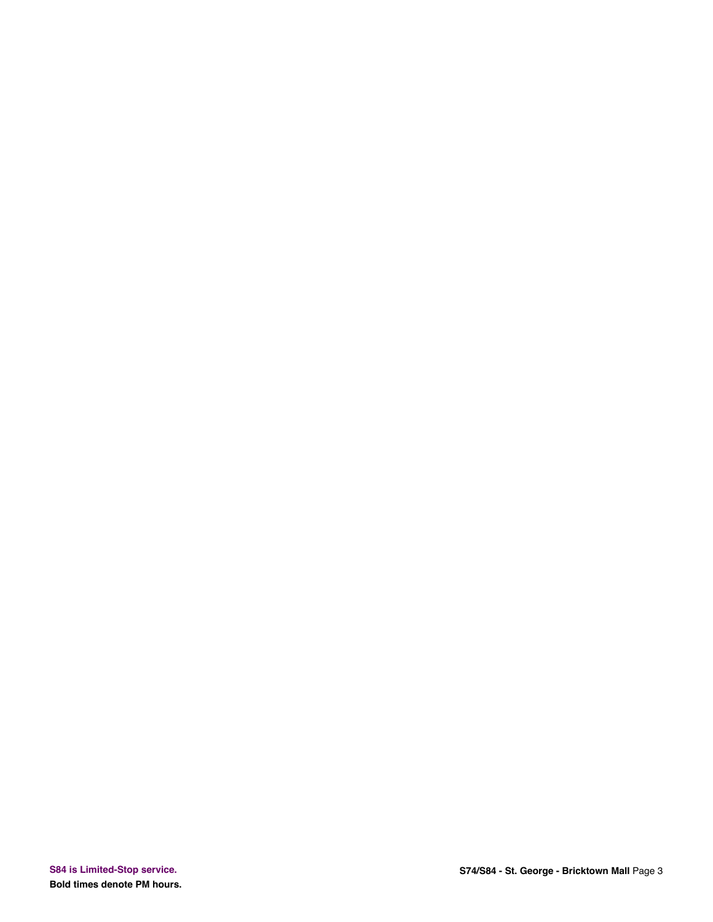**S84 is Limited-Stop service.**

**Bold times denote PM hours.**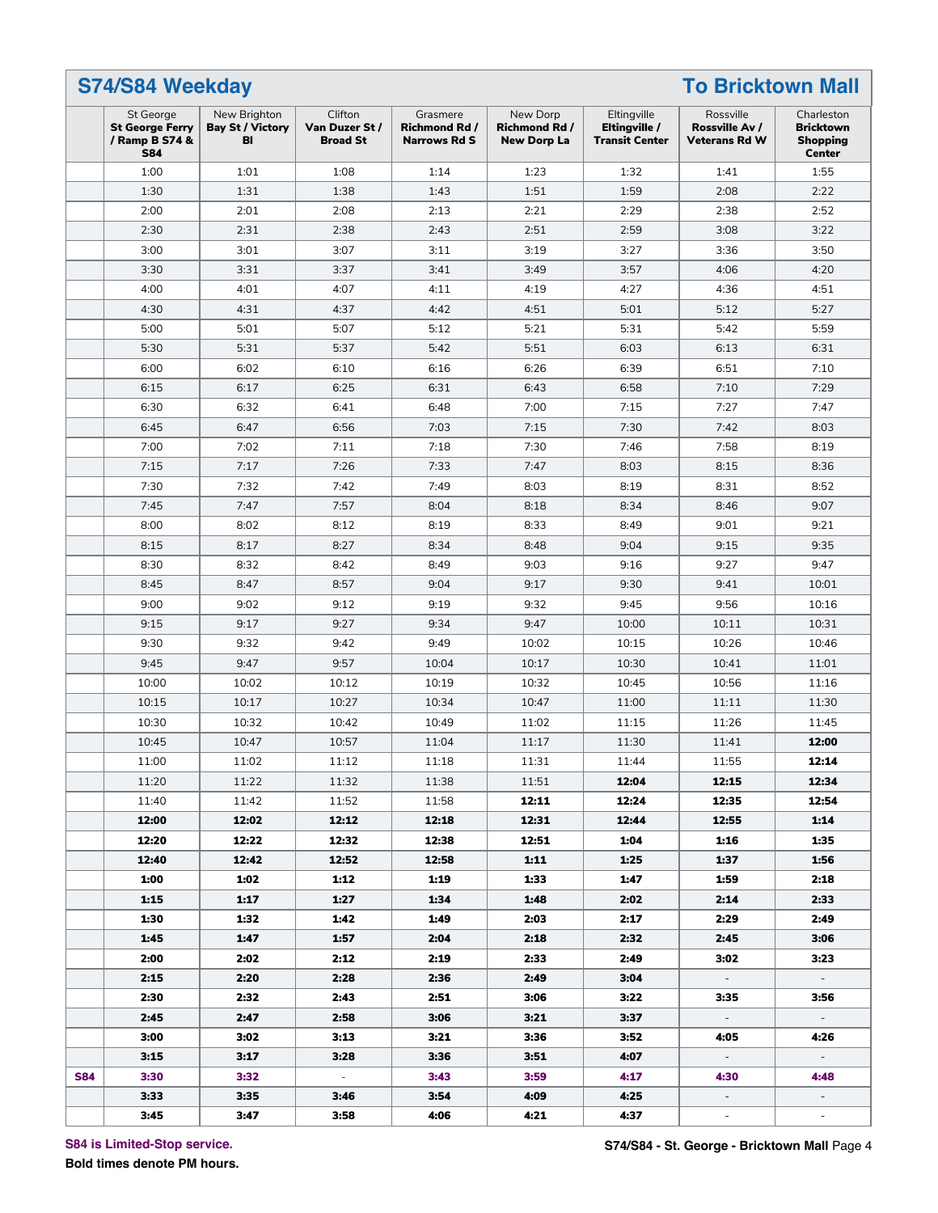## S74/S84 Weekday — To Bricktown Mall

| | St George **St George Ferry / Ramp B S74 & S84** | New Brighton **Bay St / Victory Bl** | Clifton **Van Duzer St / Broad St** | Grasmere **Richmond Rd / Narrows Rd S** | New Dorp **Richmond Rd / New Dorp La** | Eltingville **Eltingville / Transit Center** | Rossville **Rossville Av / Veterans Rd W** | Charleston **Bricktown Shopping Center** |
|---|---|---|---|---|---|---|---|---|
| | 1:00 | 1:01 | 1:08 | 1:14 | 1:23 | 1:32 | 1:41 | 1:55 |
| | 1:30 | 1:31 | 1:38 | 1:43 | 1:51 | 1:59 | 2:08 | 2:22 |
| | 2:00 | 2:01 | 2:08 | 2:13 | 2:21 | 2:29 | 2:38 | 2:52 |
| | 2:30 | 2:31 | 2:38 | 2:43 | 2:51 | 2:59 | 3:08 | 3:22 |
| | 3:00 | 3:01 | 3:07 | 3:11 | 3:19 | 3:27 | 3:36 | 3:50 |
| | 3:30 | 3:31 | 3:37 | 3:41 | 3:49 | 3:57 | 4:06 | 4:20 |
| | 4:00 | 4:01 | 4:07 | 4:11 | 4:19 | 4:27 | 4:36 | 4:51 |
| | 4:30 | 4:31 | 4:37 | 4:42 | 4:51 | 5:01 | 5:12 | 5:27 |
| | 5:00 | 5:01 | 5:07 | 5:12 | 5:21 | 5:31 | 5:42 | 5:59 |
| | 5:30 | 5:31 | 5:37 | 5:42 | 5:51 | 6:03 | 6:13 | 6:31 |
| | 6:00 | 6:02 | 6:10 | 6:16 | 6:26 | 6:39 | 6:51 | 7:10 |
| | 6:15 | 6:17 | 6:25 | 6:31 | 6:43 | 6:58 | 7:10 | 7:29 |
| | 6:30 | 6:32 | 6:41 | 6:48 | 7:00 | 7:15 | 7:27 | 7:47 |
| | 6:45 | 6:47 | 6:56 | 7:03 | 7:15 | 7:30 | 7:42 | 8:03 |
| | 7:00 | 7:02 | 7:11 | 7:18 | 7:30 | 7:46 | 7:58 | 8:19 |
| | 7:15 | 7:17 | 7:26 | 7:33 | 7:47 | 8:03 | 8:15 | 8:36 |
| | 7:30 | 7:32 | 7:42 | 7:49 | 8:03 | 8:19 | 8:31 | 8:52 |
| | 7:45 | 7:47 | 7:57 | 8:04 | 8:18 | 8:34 | 8:46 | 9:07 |
| | 8:00 | 8:02 | 8:12 | 8:19 | 8:33 | 8:49 | 9:01 | 9:21 |
| | 8:15 | 8:17 | 8:27 | 8:34 | 8:48 | 9:04 | 9:15 | 9:35 |
| | 8:30 | 8:32 | 8:42 | 8:49 | 9:03 | 9:16 | 9:27 | 9:47 |
| | 8:45 | 8:47 | 8:57 | 9:04 | 9:17 | 9:30 | 9:41 | 10:01 |
| | 9:00 | 9:02 | 9:12 | 9:19 | 9:32 | 9:45 | 9:56 | 10:16 |
| | 9:15 | 9:17 | 9:27 | 9:34 | 9:47 | 10:00 | 10:11 | 10:31 |
| | 9:30 | 9:32 | 9:42 | 9:49 | 10:02 | 10:15 | 10:26 | 10:46 |
| | 9:45 | 9:47 | 9:57 | 10:04 | 10:17 | 10:30 | 10:41 | 11:01 |
| | 10:00 | 10:02 | 10:12 | 10:19 | 10:32 | 10:45 | 10:56 | 11:16 |
| | 10:15 | 10:17 | 10:27 | 10:34 | 10:47 | 11:00 | 11:11 | 11:30 |
| | 10:30 | 10:32 | 10:42 | 10:49 | 11:02 | 11:15 | 11:26 | 11:45 |
| | 10:45 | 10:47 | 10:57 | 11:04 | 11:17 | 11:30 | 11:41 | **12:00** |
| | 11:00 | 11:02 | 11:12 | 11:18 | 11:31 | 11:44 | 11:55 | **12:14** |
| | 11:20 | 11:22 | 11:32 | 11:38 | 11:51 | **12:04** | **12:15** | **12:34** |
| | 11:40 | 11:42 | 11:52 | 11:58 | **12:11** | **12:24** | **12:35** | **12:54** |
| | **12:00** | **12:02** | **12:12** | **12:18** | **12:31** | **12:44** | **12:55** | **1:14** |
| | **12:20** | **12:22** | **12:32** | **12:38** | **12:51** | **1:04** | **1:16** | **1:35** |
| | **12:40** | **12:42** | **12:52** | **12:58** | **1:11** | **1:25** | **1:37** | **1:56** |
| | **1:00** | **1:02** | **1:12** | **1:19** | **1:33** | **1:47** | **1:59** | **2:18** |
| | **1:15** | **1:17** | **1:27** | **1:34** | **1:48** | **2:02** | **2:14** | **2:33** |
| | **1:30** | **1:32** | **1:42** | **1:49** | **2:03** | **2:17** | **2:29** | **2:49** |
| | **1:45** | **1:47** | **1:57** | **2:04** | **2:18** | **2:32** | **2:45** | **3:06** |
| | **2:00** | **2:02** | **2:12** | **2:19** | **2:33** | **2:49** | **3:02** | **3:23** |
| | **2:15** | **2:20** | **2:28** | **2:36** | **2:49** | **3:04** | - | - |
| | **2:30** | **2:32** | **2:43** | **2:51** | **3:06** | **3:22** | **3:35** | **3:56** |
| | **2:45** | **2:47** | **2:58** | **3:06** | **3:21** | **3:37** | - | - |
| | **3:00** | **3:02** | **3:13** | **3:21** | **3:36** | **3:52** | **4:05** | **4:26** |
| | **3:15** | **3:17** | **3:28** | **3:36** | **3:51** | **4:07** | - | - |
| **S84** | **3:30** | **3:32** | - | **3:43** | **3:59** | **4:17** | **4:30** | **4:48** |
| | **3:33** | **3:35** | **3:46** | **3:54** | **4:09** | **4:25** | - | - |
| | **3:45** | **3:47** | **3:58** | **4:06** | **4:21** | **4:37** | - | - |

**S84 is Limited-Stop service.**

**Bold times denote PM hours.**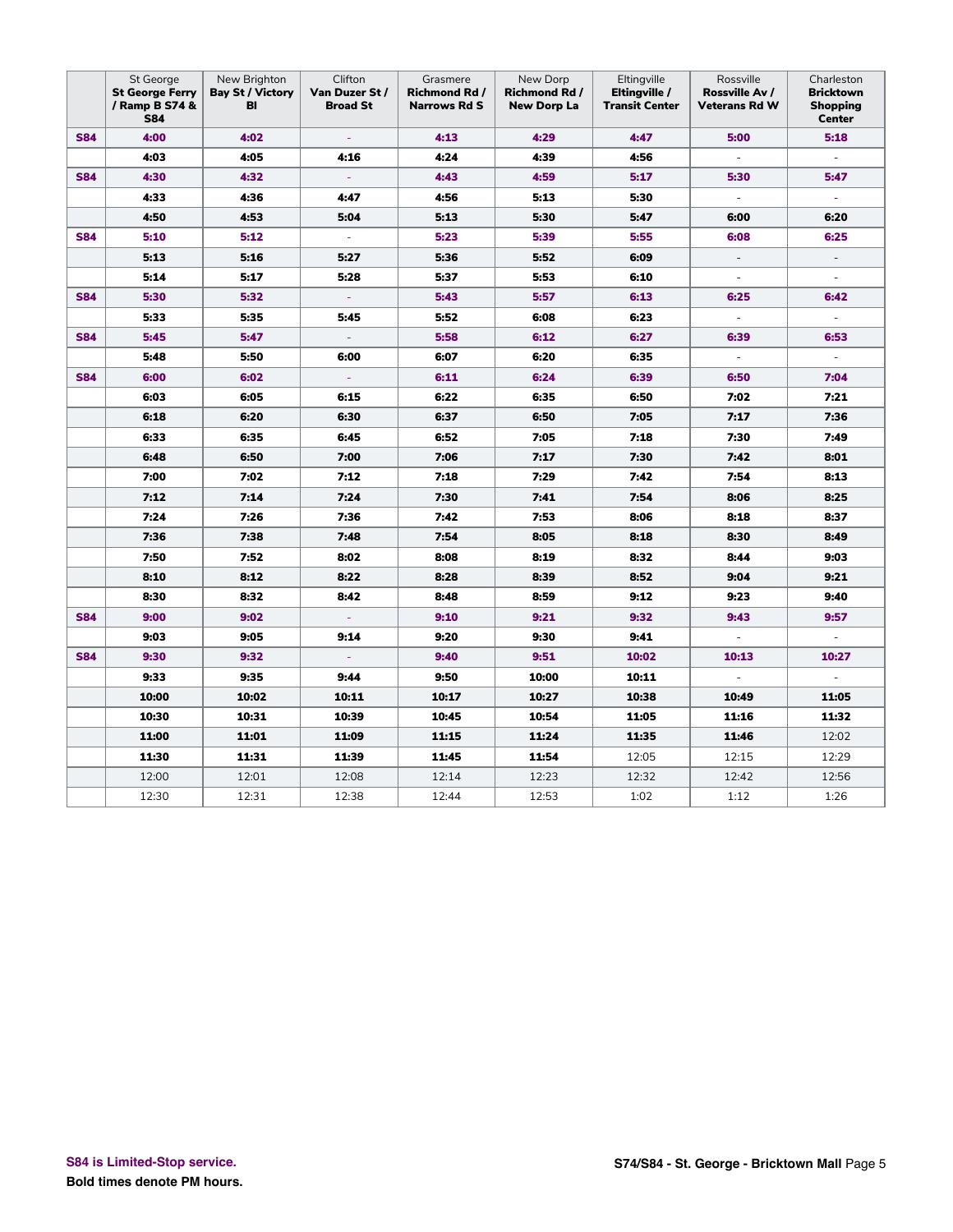| | St George **St George Ferry / Ramp B S74 & S84** | New Brighton **Bay St / Victory Bl** | Clifton **Van Duzer St / Broad St** | Grasmere **Richmond Rd / Narrows Rd S** | New Dorp **Richmond Rd / New Dorp La** | Eltingville **Eltingville / Transit Center** | Rossville **Rossville Av / Veterans Rd W** | Charleston **Bricktown Shopping Center** |
|---|---|---|---|---|---|---|---|---|
| S84 | **4:00** | **4:02** | - | **4:13** | **4:29** | **4:47** | **5:00** | **5:18** |
| | **4:03** | **4:05** | **4:16** | **4:24** | **4:39** | **4:56** | - | - |
| S84 | **4:30** | **4:32** | - | **4:43** | **4:59** | **5:17** | **5:30** | **5:47** |
| | **4:33** | **4:36** | **4:47** | **4:56** | **5:13** | **5:30** | - | - |
| | **4:50** | **4:53** | **5:04** | **5:13** | **5:30** | **5:47** | **6:00** | **6:20** |
| S84 | **5:10** | **5:12** | - | **5:23** | **5:39** | **5:55** | **6:08** | **6:25** |
| | **5:13** | **5:16** | **5:27** | **5:36** | **5:52** | **6:09** | - | - |
| | **5:14** | **5:17** | **5:28** | **5:37** | **5:53** | **6:10** | - | - |
| S84 | **5:30** | **5:32** | - | **5:43** | **5:57** | **6:13** | **6:25** | **6:42** |
| | **5:33** | **5:35** | **5:45** | **5:52** | **6:08** | **6:23** | - | - |
| S84 | **5:45** | **5:47** | - | **5:58** | **6:12** | **6:27** | **6:39** | **6:53** |
| | **5:48** | **5:50** | **6:00** | **6:07** | **6:20** | **6:35** | - | - |
| S84 | **6:00** | **6:02** | - | **6:11** | **6:24** | **6:39** | **6:50** | **7:04** |
| | **6:03** | **6:05** | **6:15** | **6:22** | **6:35** | **6:50** | **7:02** | **7:21** |
| | **6:18** | **6:20** | **6:30** | **6:37** | **6:50** | **7:05** | **7:17** | **7:36** |
| | **6:33** | **6:35** | **6:45** | **6:52** | **7:05** | **7:18** | **7:30** | **7:49** |
| | **6:48** | **6:50** | **7:00** | **7:06** | **7:17** | **7:30** | **7:42** | **8:01** |
| | **7:00** | **7:02** | **7:12** | **7:18** | **7:29** | **7:42** | **7:54** | **8:13** |
| | **7:12** | **7:14** | **7:24** | **7:30** | **7:41** | **7:54** | **8:06** | **8:25** |
| | **7:24** | **7:26** | **7:36** | **7:42** | **7:53** | **8:06** | **8:18** | **8:37** |
| | **7:36** | **7:38** | **7:48** | **7:54** | **8:05** | **8:18** | **8:30** | **8:49** |
| | **7:50** | **7:52** | **8:02** | **8:08** | **8:19** | **8:32** | **8:44** | **9:03** |
| | **8:10** | **8:12** | **8:22** | **8:28** | **8:39** | **8:52** | **9:04** | **9:21** |
| | **8:30** | **8:32** | **8:42** | **8:48** | **8:59** | **9:12** | **9:23** | **9:40** |
| S84 | **9:00** | **9:02** | - | **9:10** | **9:21** | **9:32** | **9:43** | **9:57** |
| | **9:03** | **9:05** | **9:14** | **9:20** | **9:30** | **9:41** | - | - |
| S84 | **9:30** | **9:32** | - | **9:40** | **9:51** | **10:02** | **10:13** | **10:27** |
| | **9:33** | **9:35** | **9:44** | **9:50** | **10:00** | **10:11** | - | - |
| | **10:00** | **10:02** | **10:11** | **10:17** | **10:27** | **10:38** | **10:49** | **11:05** |
| | **10:30** | **10:31** | **10:39** | **10:45** | **10:54** | **11:05** | **11:16** | **11:32** |
| | **11:00** | **11:01** | **11:09** | **11:15** | **11:24** | **11:35** | **11:46** | 12:02 |
| | **11:30** | **11:31** | **11:39** | **11:45** | **11:54** | 12:05 | 12:15 | 12:29 |
| | 12:00 | 12:01 | 12:08 | 12:14 | 12:23 | 12:32 | 12:42 | 12:56 |
| | 12:30 | 12:31 | 12:38 | 12:44 | 12:53 | 1:02 | 1:12 | 1:26 |

**S84 is Limited-Stop service.**

**Bold times denote PM hours.**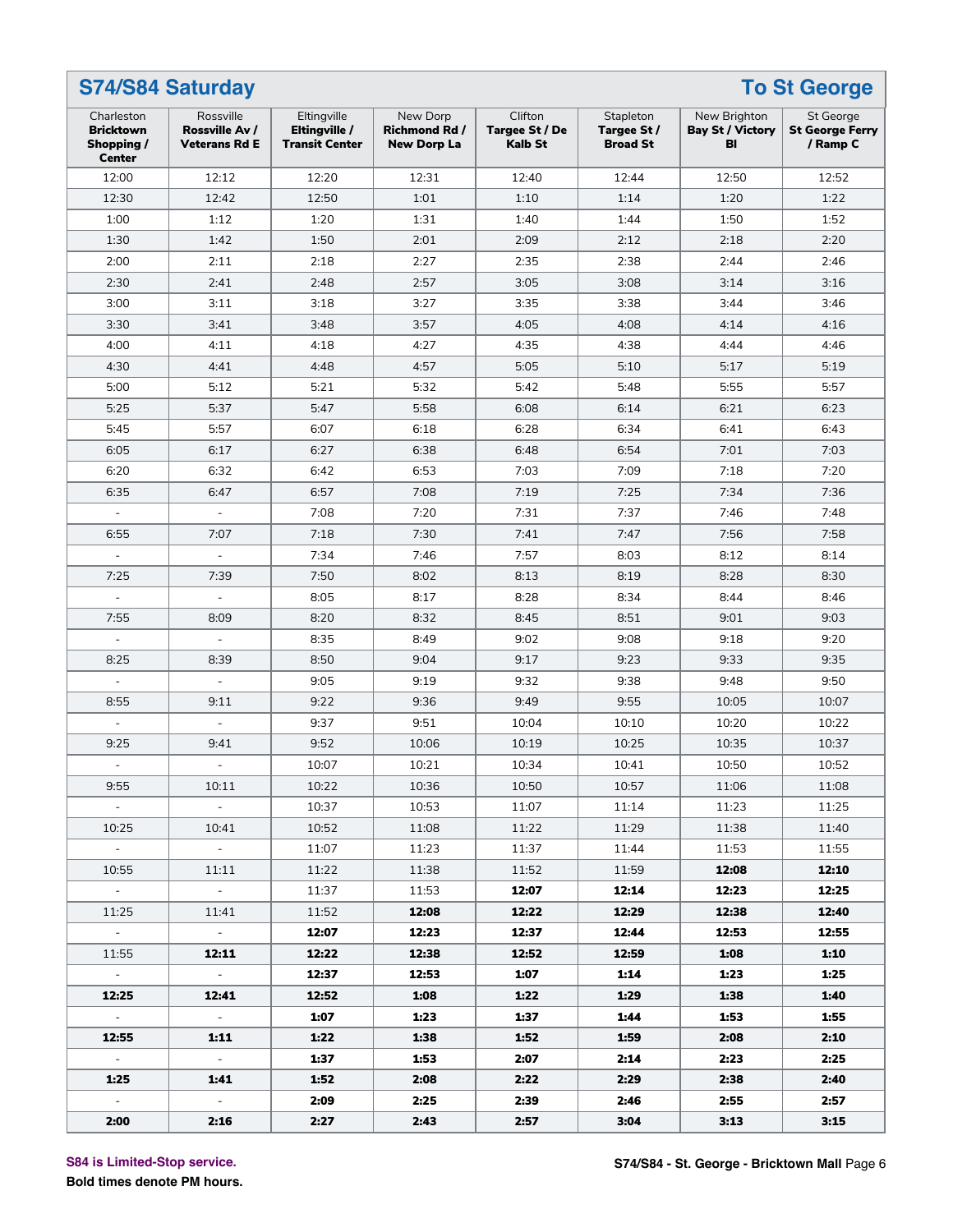## S74/S84 Saturday — To St George

| Charleston **Bricktown Shopping / Center** | Rossville **Rossville Av / Veterans Rd E** | Eltingville **Eltingville / Transit Center** | New Dorp **Richmond Rd / New Dorp La** | Clifton **Targee St / De Kalb St** | Stapleton **Targee St / Broad St** | New Brighton **Bay St / Victory Bl** | St George **St George Ferry / Ramp C** |
|---|---|---|---|---|---|---|---|
| 12:00 | 12:12 | 12:20 | 12:31 | 12:40 | 12:44 | 12:50 | 12:52 |
| 12:30 | 12:42 | 12:50 | 1:01 | 1:10 | 1:14 | 1:20 | 1:22 |
| 1:00 | 1:12 | 1:20 | 1:31 | 1:40 | 1:44 | 1:50 | 1:52 |
| 1:30 | 1:42 | 1:50 | 2:01 | 2:09 | 2:12 | 2:18 | 2:20 |
| 2:00 | 2:11 | 2:18 | 2:27 | 2:35 | 2:38 | 2:44 | 2:46 |
| 2:30 | 2:41 | 2:48 | 2:57 | 3:05 | 3:08 | 3:14 | 3:16 |
| 3:00 | 3:11 | 3:18 | 3:27 | 3:35 | 3:38 | 3:44 | 3:46 |
| 3:30 | 3:41 | 3:48 | 3:57 | 4:05 | 4:08 | 4:14 | 4:16 |
| 4:00 | 4:11 | 4:18 | 4:27 | 4:35 | 4:38 | 4:44 | 4:46 |
| 4:30 | 4:41 | 4:48 | 4:57 | 5:05 | 5:10 | 5:17 | 5:19 |
| 5:00 | 5:12 | 5:21 | 5:32 | 5:42 | 5:48 | 5:55 | 5:57 |
| 5:25 | 5:37 | 5:47 | 5:58 | 6:08 | 6:14 | 6:21 | 6:23 |
| 5:45 | 5:57 | 6:07 | 6:18 | 6:28 | 6:34 | 6:41 | 6:43 |
| 6:05 | 6:17 | 6:27 | 6:38 | 6:48 | 6:54 | 7:01 | 7:03 |
| 6:20 | 6:32 | 6:42 | 6:53 | 7:03 | 7:09 | 7:18 | 7:20 |
| 6:35 | 6:47 | 6:57 | 7:08 | 7:19 | 7:25 | 7:34 | 7:36 |
| - | - | 7:08 | 7:20 | 7:31 | 7:37 | 7:46 | 7:48 |
| 6:55 | 7:07 | 7:18 | 7:30 | 7:41 | 7:47 | 7:56 | 7:58 |
| - | - | 7:34 | 7:46 | 7:57 | 8:03 | 8:12 | 8:14 |
| 7:25 | 7:39 | 7:50 | 8:02 | 8:13 | 8:19 | 8:28 | 8:30 |
| - | - | 8:05 | 8:17 | 8:28 | 8:34 | 8:44 | 8:46 |
| 7:55 | 8:09 | 8:20 | 8:32 | 8:45 | 8:51 | 9:01 | 9:03 |
| - | - | 8:35 | 8:49 | 9:02 | 9:08 | 9:18 | 9:20 |
| 8:25 | 8:39 | 8:50 | 9:04 | 9:17 | 9:23 | 9:33 | 9:35 |
| - | - | 9:05 | 9:19 | 9:32 | 9:38 | 9:48 | 9:50 |
| 8:55 | 9:11 | 9:22 | 9:36 | 9:49 | 9:55 | 10:05 | 10:07 |
| - | - | 9:37 | 9:51 | 10:04 | 10:10 | 10:20 | 10:22 |
| 9:25 | 9:41 | 9:52 | 10:06 | 10:19 | 10:25 | 10:35 | 10:37 |
| - | - | 10:07 | 10:21 | 10:34 | 10:41 | 10:50 | 10:52 |
| 9:55 | 10:11 | 10:22 | 10:36 | 10:50 | 10:57 | 11:06 | 11:08 |
| - | - | 10:37 | 10:53 | 11:07 | 11:14 | 11:23 | 11:25 |
| 10:25 | 10:41 | 10:52 | 11:08 | 11:22 | 11:29 | 11:38 | 11:40 |
| - | - | 11:07 | 11:23 | 11:37 | 11:44 | 11:53 | 11:55 |
| 10:55 | 11:11 | 11:22 | 11:38 | 11:52 | 11:59 | **12:08** | **12:10** |
| - | - | 11:37 | 11:53 | **12:07** | **12:14** | **12:23** | **12:25** |
| 11:25 | 11:41 | 11:52 | **12:08** | **12:22** | **12:29** | **12:38** | **12:40** |
| - | - | **12:07** | **12:23** | **12:37** | **12:44** | **12:53** | **12:55** |
| 11:55 | **12:11** | **12:22** | **12:38** | **12:52** | **12:59** | **1:08** | **1:10** |
| - | - | **12:37** | **12:53** | **1:07** | **1:14** | **1:23** | **1:25** |
| **12:25** | **12:41** | **12:52** | **1:08** | **1:22** | **1:29** | **1:38** | **1:40** |
| - | - | **1:07** | **1:23** | **1:37** | **1:44** | **1:53** | **1:55** |
| **12:55** | **1:11** | **1:22** | **1:38** | **1:52** | **1:59** | **2:08** | **2:10** |
| - | - | **1:37** | **1:53** | **2:07** | **2:14** | **2:23** | **2:25** |
| **1:25** | **1:41** | **1:52** | **2:08** | **2:22** | **2:29** | **2:38** | **2:40** |
| - | - | **2:09** | **2:25** | **2:39** | **2:46** | **2:55** | **2:57** |
| **2:00** | **2:16** | **2:27** | **2:43** | **2:57** | **3:04** | **3:13** | **3:15** |

S84 is Limited-Stop service.

**Bold times denote PM hours.**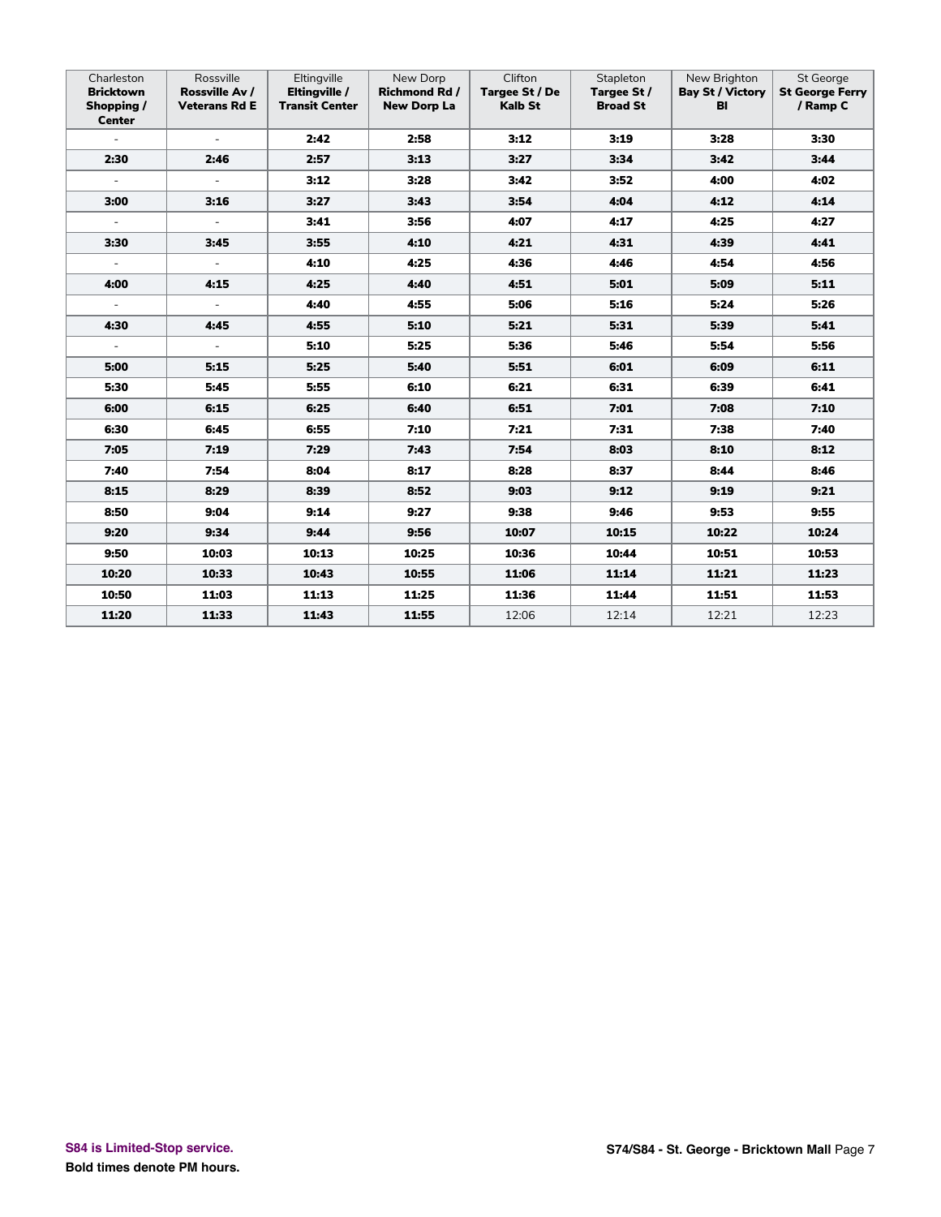| Charleston **Bricktown Shopping / Center** | Rossville **Rossville Av / Veterans Rd E** | Eltingville **Eltingville / Transit Center** | New Dorp **Richmond Rd / New Dorp La** | Clifton **Targee St / De Kalb St** | Stapleton **Targee St / Broad St** | New Brighton **Bay St / Victory Bl** | St George **St George Ferry / Ramp C** |
|---|---|---|---|---|---|---|---|
| - | - | **2:42** | **2:58** | **3:12** | **3:19** | **3:28** | **3:30** |
| **2:30** | **2:46** | **2:57** | **3:13** | **3:27** | **3:34** | **3:42** | **3:44** |
| - | - | **3:12** | **3:28** | **3:42** | **3:52** | **4:00** | **4:02** |
| **3:00** | **3:16** | **3:27** | **3:43** | **3:54** | **4:04** | **4:12** | **4:14** |
| - | - | **3:41** | **3:56** | **4:07** | **4:17** | **4:25** | **4:27** |
| **3:30** | **3:45** | **3:55** | **4:10** | **4:21** | **4:31** | **4:39** | **4:41** |
| - | - | **4:10** | **4:25** | **4:36** | **4:46** | **4:54** | **4:56** |
| **4:00** | **4:15** | **4:25** | **4:40** | **4:51** | **5:01** | **5:09** | **5:11** |
| - | - | **4:40** | **4:55** | **5:06** | **5:16** | **5:24** | **5:26** |
| **4:30** | **4:45** | **4:55** | **5:10** | **5:21** | **5:31** | **5:39** | **5:41** |
| - | - | **5:10** | **5:25** | **5:36** | **5:46** | **5:54** | **5:56** |
| **5:00** | **5:15** | **5:25** | **5:40** | **5:51** | **6:01** | **6:09** | **6:11** |
| **5:30** | **5:45** | **5:55** | **6:10** | **6:21** | **6:31** | **6:39** | **6:41** |
| **6:00** | **6:15** | **6:25** | **6:40** | **6:51** | **7:01** | **7:08** | **7:10** |
| **6:30** | **6:45** | **6:55** | **7:10** | **7:21** | **7:31** | **7:38** | **7:40** |
| **7:05** | **7:19** | **7:29** | **7:43** | **7:54** | **8:03** | **8:10** | **8:12** |
| **7:40** | **7:54** | **8:04** | **8:17** | **8:28** | **8:37** | **8:44** | **8:46** |
| **8:15** | **8:29** | **8:39** | **8:52** | **9:03** | **9:12** | **9:19** | **9:21** |
| **8:50** | **9:04** | **9:14** | **9:27** | **9:38** | **9:46** | **9:53** | **9:55** |
| **9:20** | **9:34** | **9:44** | **9:56** | **10:07** | **10:15** | **10:22** | **10:24** |
| **9:50** | **10:03** | **10:13** | **10:25** | **10:36** | **10:44** | **10:51** | **10:53** |
| **10:20** | **10:33** | **10:43** | **10:55** | **11:06** | **11:14** | **11:21** | **11:23** |
| **10:50** | **11:03** | **11:13** | **11:25** | **11:36** | **11:44** | **11:51** | **11:53** |
| **11:20** | **11:33** | **11:43** | **11:55** | 12:06 | 12:14 | 12:21 | 12:23 |

**S84 is Limited-Stop service.**

**Bold times denote PM hours.**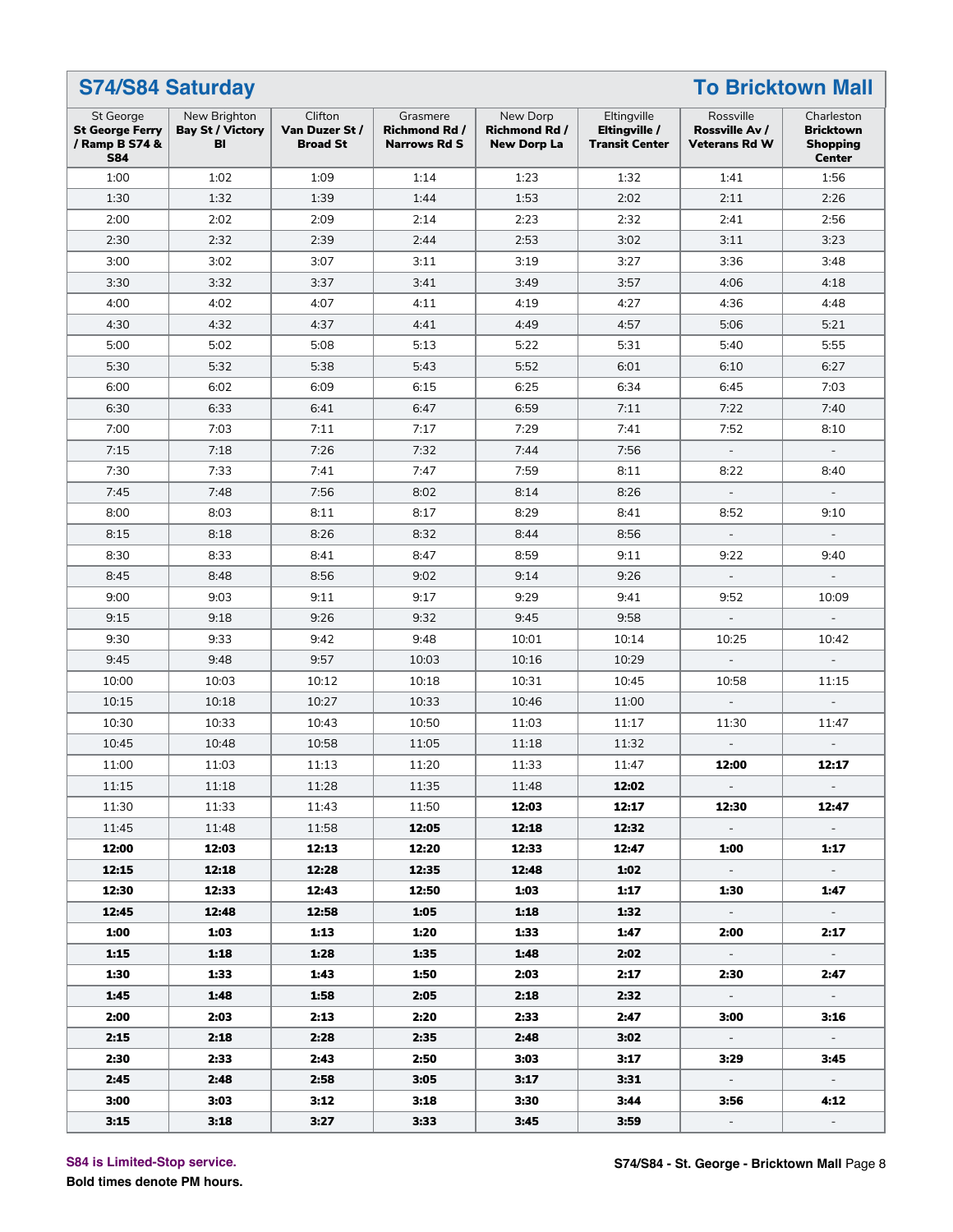## S74/S84 Saturday — To Bricktown Mall

| St George **St George Ferry / Ramp B S74 & S84** | New Brighton **Bay St / Victory Bl** | Clifton **Van Duzer St / Broad St** | Grasmere **Richmond Rd / Narrows Rd S** | New Dorp **Richmond Rd / New Dorp La** | Eltingville **Eltingville / Transit Center** | Rossville **Rossville Av / Veterans Rd W** | Charleston **Bricktown Shopping Center** |
|---|---|---|---|---|---|---|---|
| 1:00 | 1:02 | 1:09 | 1:14 | 1:23 | 1:32 | 1:41 | 1:56 |
| 1:30 | 1:32 | 1:39 | 1:44 | 1:53 | 2:02 | 2:11 | 2:26 |
| 2:00 | 2:02 | 2:09 | 2:14 | 2:23 | 2:32 | 2:41 | 2:56 |
| 2:30 | 2:32 | 2:39 | 2:44 | 2:53 | 3:02 | 3:11 | 3:23 |
| 3:00 | 3:02 | 3:07 | 3:11 | 3:19 | 3:27 | 3:36 | 3:48 |
| 3:30 | 3:32 | 3:37 | 3:41 | 3:49 | 3:57 | 4:06 | 4:18 |
| 4:00 | 4:02 | 4:07 | 4:11 | 4:19 | 4:27 | 4:36 | 4:48 |
| 4:30 | 4:32 | 4:37 | 4:41 | 4:49 | 4:57 | 5:06 | 5:21 |
| 5:00 | 5:02 | 5:08 | 5:13 | 5:22 | 5:31 | 5:40 | 5:55 |
| 5:30 | 5:32 | 5:38 | 5:43 | 5:52 | 6:01 | 6:10 | 6:27 |
| 6:00 | 6:02 | 6:09 | 6:15 | 6:25 | 6:34 | 6:45 | 7:03 |
| 6:30 | 6:33 | 6:41 | 6:47 | 6:59 | 7:11 | 7:22 | 7:40 |
| 7:00 | 7:03 | 7:11 | 7:17 | 7:29 | 7:41 | 7:52 | 8:10 |
| 7:15 | 7:18 | 7:26 | 7:32 | 7:44 | 7:56 | - | - |
| 7:30 | 7:33 | 7:41 | 7:47 | 7:59 | 8:11 | 8:22 | 8:40 |
| 7:45 | 7:48 | 7:56 | 8:02 | 8:14 | 8:26 | - | - |
| 8:00 | 8:03 | 8:11 | 8:17 | 8:29 | 8:41 | 8:52 | 9:10 |
| 8:15 | 8:18 | 8:26 | 8:32 | 8:44 | 8:56 | - | - |
| 8:30 | 8:33 | 8:41 | 8:47 | 8:59 | 9:11 | 9:22 | 9:40 |
| 8:45 | 8:48 | 8:56 | 9:02 | 9:14 | 9:26 | - | - |
| 9:00 | 9:03 | 9:11 | 9:17 | 9:29 | 9:41 | 9:52 | 10:09 |
| 9:15 | 9:18 | 9:26 | 9:32 | 9:45 | 9:58 | - | - |
| 9:30 | 9:33 | 9:42 | 9:48 | 10:01 | 10:14 | 10:25 | 10:42 |
| 9:45 | 9:48 | 9:57 | 10:03 | 10:16 | 10:29 | - | - |
| 10:00 | 10:03 | 10:12 | 10:18 | 10:31 | 10:45 | 10:58 | 11:15 |
| 10:15 | 10:18 | 10:27 | 10:33 | 10:46 | 11:00 | - | - |
| 10:30 | 10:33 | 10:43 | 10:50 | 11:03 | 11:17 | 11:30 | 11:47 |
| 10:45 | 10:48 | 10:58 | 11:05 | 11:18 | 11:32 | - | - |
| 11:00 | 11:03 | 11:13 | 11:20 | 11:33 | 11:47 | **12:00** | **12:17** |
| 11:15 | 11:18 | 11:28 | 11:35 | 11:48 | **12:02** | - | - |
| 11:30 | 11:33 | 11:43 | 11:50 | **12:03** | **12:17** | **12:30** | **12:47** |
| 11:45 | 11:48 | 11:58 | **12:05** | **12:18** | **12:32** | - | - |
| **12:00** | **12:03** | **12:13** | **12:20** | **12:33** | **12:47** | **1:00** | **1:17** |
| **12:15** | **12:18** | **12:28** | **12:35** | **12:48** | **1:02** | - | - |
| **12:30** | **12:33** | **12:43** | **12:50** | **1:03** | **1:17** | **1:30** | **1:47** |
| **12:45** | **12:48** | **12:58** | **1:05** | **1:18** | **1:32** | - | - |
| **1:00** | **1:03** | **1:13** | **1:20** | **1:33** | **1:47** | **2:00** | **2:17** |
| **1:15** | **1:18** | **1:28** | **1:35** | **1:48** | **2:02** | - | - |
| **1:30** | **1:33** | **1:43** | **1:50** | **2:03** | **2:17** | **2:30** | **2:47** |
| **1:45** | **1:48** | **1:58** | **2:05** | **2:18** | **2:32** | - | - |
| **2:00** | **2:03** | **2:13** | **2:20** | **2:33** | **2:47** | **3:00** | **3:16** |
| **2:15** | **2:18** | **2:28** | **2:35** | **2:48** | **3:02** | - | - |
| **2:30** | **2:33** | **2:43** | **2:50** | **3:03** | **3:17** | **3:29** | **3:45** |
| **2:45** | **2:48** | **2:58** | **3:05** | **3:17** | **3:31** | - | - |
| **3:00** | **3:03** | **3:12** | **3:18** | **3:30** | **3:44** | **3:56** | **4:12** |
| **3:15** | **3:18** | **3:27** | **3:33** | **3:45** | **3:59** | - | - |

S84 is Limited-Stop service.

**Bold times denote PM hours.**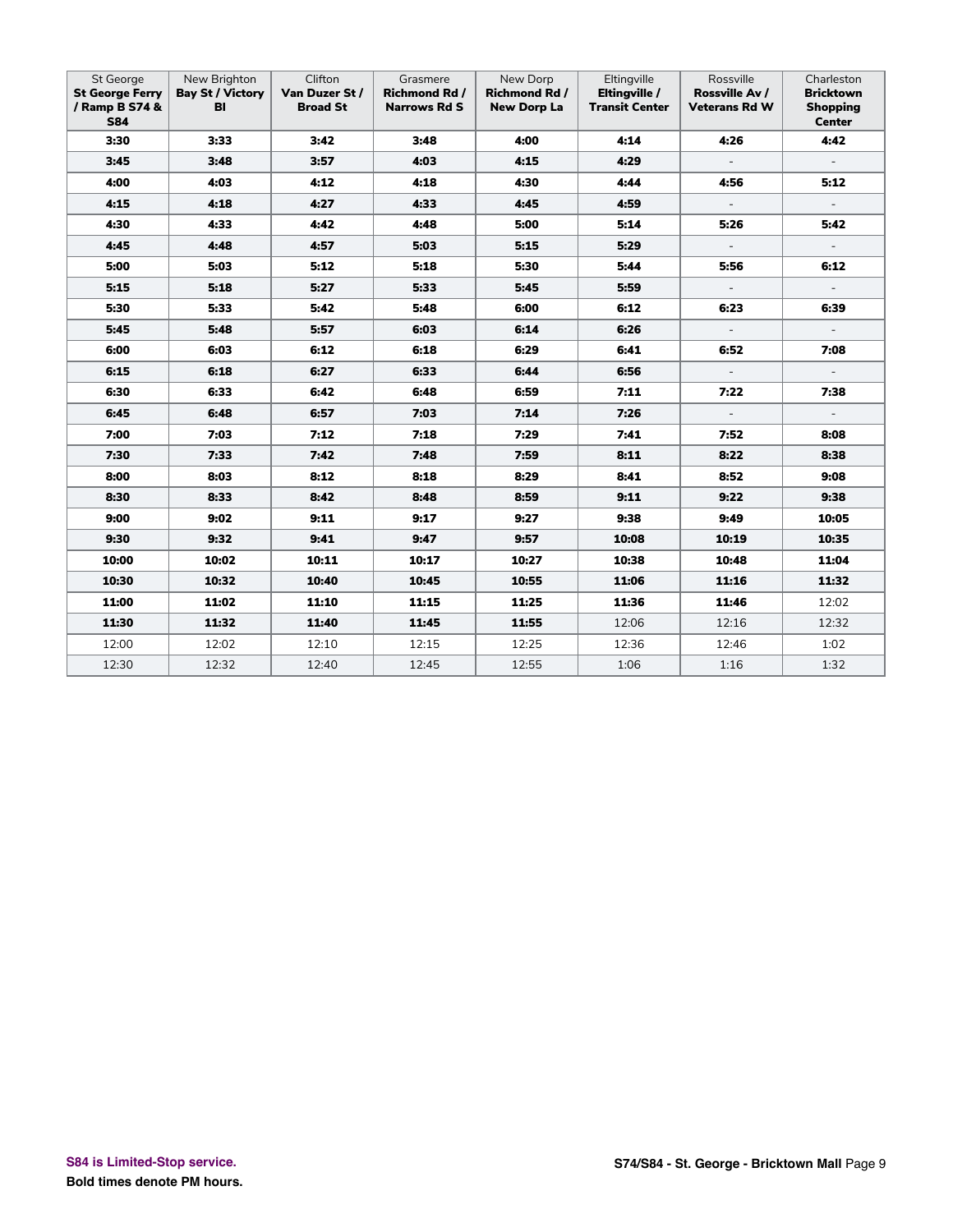| St George **St George Ferry / Ramp B S74 & S84** | New Brighton **Bay St / Victory Bl** | Clifton **Van Duzer St / Broad St** | Grasmere **Richmond Rd / Narrows Rd S** | New Dorp **Richmond Rd / New Dorp La** | Eltingville **Eltingville / Transit Center** | Rossville **Rossville Av / Veterans Rd W** | Charleston **Bricktown Shopping Center** |
|---|---|---|---|---|---|---|---|
| **3:30** | **3:33** | **3:42** | **3:48** | **4:00** | **4:14** | **4:26** | **4:42** |
| **3:45** | **3:48** | **3:57** | **4:03** | **4:15** | **4:29** | - | - |
| **4:00** | **4:03** | **4:12** | **4:18** | **4:30** | **4:44** | **4:56** | **5:12** |
| **4:15** | **4:18** | **4:27** | **4:33** | **4:45** | **4:59** | - | - |
| **4:30** | **4:33** | **4:42** | **4:48** | **5:00** | **5:14** | **5:26** | **5:42** |
| **4:45** | **4:48** | **4:57** | **5:03** | **5:15** | **5:29** | - | - |
| **5:00** | **5:03** | **5:12** | **5:18** | **5:30** | **5:44** | **5:56** | **6:12** |
| **5:15** | **5:18** | **5:27** | **5:33** | **5:45** | **5:59** | - | - |
| **5:30** | **5:33** | **5:42** | **5:48** | **6:00** | **6:12** | **6:23** | **6:39** |
| **5:45** | **5:48** | **5:57** | **6:03** | **6:14** | **6:26** | - | - |
| **6:00** | **6:03** | **6:12** | **6:18** | **6:29** | **6:41** | **6:52** | **7:08** |
| **6:15** | **6:18** | **6:27** | **6:33** | **6:44** | **6:56** | - | - |
| **6:30** | **6:33** | **6:42** | **6:48** | **6:59** | **7:11** | **7:22** | **7:38** |
| **6:45** | **6:48** | **6:57** | **7:03** | **7:14** | **7:26** | - | - |
| **7:00** | **7:03** | **7:12** | **7:18** | **7:29** | **7:41** | **7:52** | **8:08** |
| **7:30** | **7:33** | **7:42** | **7:48** | **7:59** | **8:11** | **8:22** | **8:38** |
| **8:00** | **8:03** | **8:12** | **8:18** | **8:29** | **8:41** | **8:52** | **9:08** |
| **8:30** | **8:33** | **8:42** | **8:48** | **8:59** | **9:11** | **9:22** | **9:38** |
| **9:00** | **9:02** | **9:11** | **9:17** | **9:27** | **9:38** | **9:49** | **10:05** |
| **9:30** | **9:32** | **9:41** | **9:47** | **9:57** | **10:08** | **10:19** | **10:35** |
| **10:00** | **10:02** | **10:11** | **10:17** | **10:27** | **10:38** | **10:48** | **11:04** |
| **10:30** | **10:32** | **10:40** | **10:45** | **10:55** | **11:06** | **11:16** | **11:32** |
| **11:00** | **11:02** | **11:10** | **11:15** | **11:25** | **11:36** | **11:46** | 12:02 |
| **11:30** | **11:32** | **11:40** | **11:45** | **11:55** | 12:06 | 12:16 | 12:32 |
| 12:00 | 12:02 | 12:10 | 12:15 | 12:25 | 12:36 | 12:46 | 1:02 |
| 12:30 | 12:32 | 12:40 | 12:45 | 12:55 | 1:06 | 1:16 | 1:32 |

**S84 is Limited-Stop service.**

**Bold times denote PM hours.**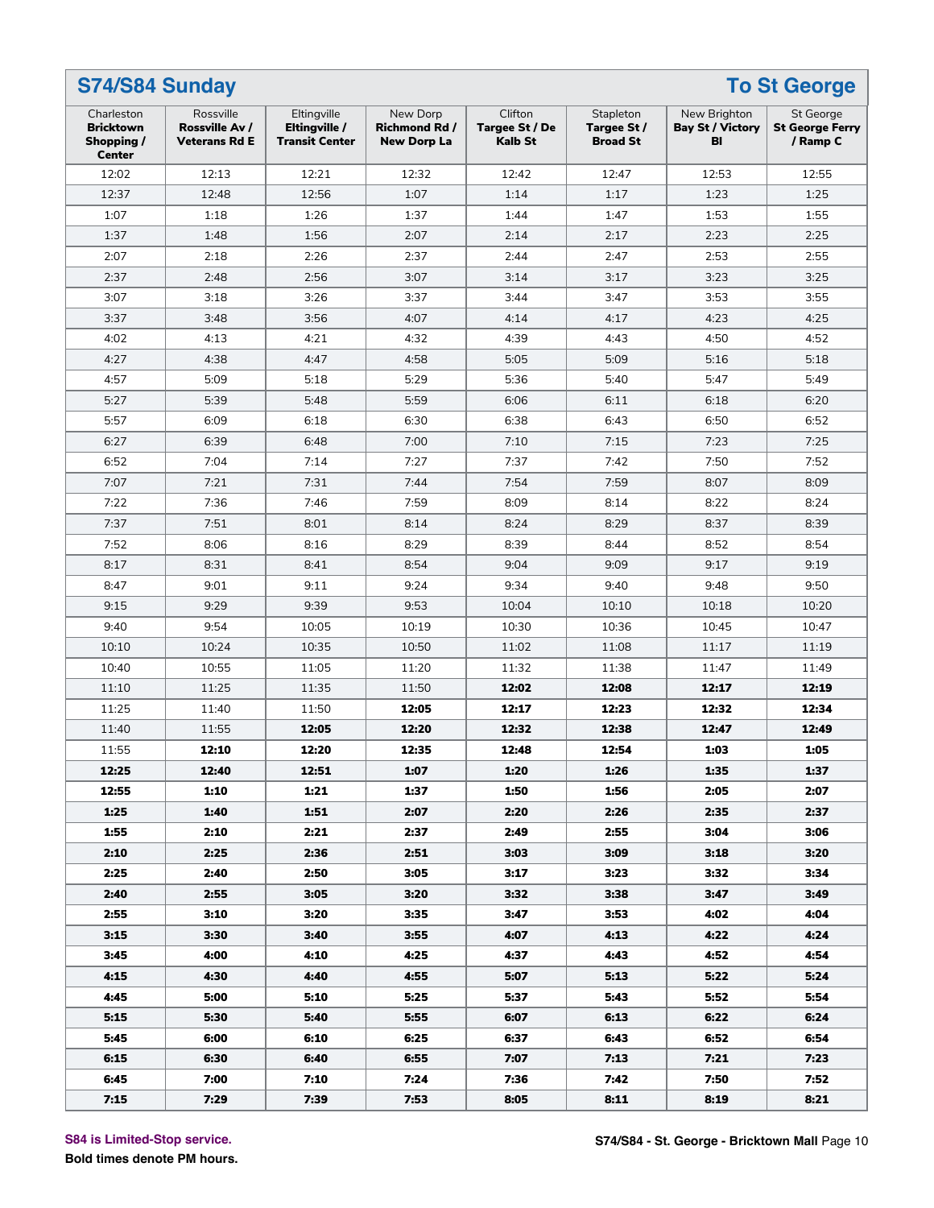## S74/S84 Sunday — To St George

| Charleston **Bricktown Shopping / Center** | Rossville **Rossville Av / Veterans Rd E** | Eltingville **Eltingville / Transit Center** | New Dorp **Richmond Rd / New Dorp La** | Clifton **Targee St / De Kalb St** | Stapleton **Targee St / Broad St** | New Brighton **Bay St / Victory Bl** | St George **St George Ferry / Ramp C** |
|---|---|---|---|---|---|---|---|
| 12:02 | 12:13 | 12:21 | 12:32 | 12:42 | 12:47 | 12:53 | 12:55 |
| 12:37 | 12:48 | 12:56 | 1:07 | 1:14 | 1:17 | 1:23 | 1:25 |
| 1:07 | 1:18 | 1:26 | 1:37 | 1:44 | 1:47 | 1:53 | 1:55 |
| 1:37 | 1:48 | 1:56 | 2:07 | 2:14 | 2:17 | 2:23 | 2:25 |
| 2:07 | 2:18 | 2:26 | 2:37 | 2:44 | 2:47 | 2:53 | 2:55 |
| 2:37 | 2:48 | 2:56 | 3:07 | 3:14 | 3:17 | 3:23 | 3:25 |
| 3:07 | 3:18 | 3:26 | 3:37 | 3:44 | 3:47 | 3:53 | 3:55 |
| 3:37 | 3:48 | 3:56 | 4:07 | 4:14 | 4:17 | 4:23 | 4:25 |
| 4:02 | 4:13 | 4:21 | 4:32 | 4:39 | 4:43 | 4:50 | 4:52 |
| 4:27 | 4:38 | 4:47 | 4:58 | 5:05 | 5:09 | 5:16 | 5:18 |
| 4:57 | 5:09 | 5:18 | 5:29 | 5:36 | 5:40 | 5:47 | 5:49 |
| 5:27 | 5:39 | 5:48 | 5:59 | 6:06 | 6:11 | 6:18 | 6:20 |
| 5:57 | 6:09 | 6:18 | 6:30 | 6:38 | 6:43 | 6:50 | 6:52 |
| 6:27 | 6:39 | 6:48 | 7:00 | 7:10 | 7:15 | 7:23 | 7:25 |
| 6:52 | 7:04 | 7:14 | 7:27 | 7:37 | 7:42 | 7:50 | 7:52 |
| 7:07 | 7:21 | 7:31 | 7:44 | 7:54 | 7:59 | 8:07 | 8:09 |
| 7:22 | 7:36 | 7:46 | 7:59 | 8:09 | 8:14 | 8:22 | 8:24 |
| 7:37 | 7:51 | 8:01 | 8:14 | 8:24 | 8:29 | 8:37 | 8:39 |
| 7:52 | 8:06 | 8:16 | 8:29 | 8:39 | 8:44 | 8:52 | 8:54 |
| 8:17 | 8:31 | 8:41 | 8:54 | 9:04 | 9:09 | 9:17 | 9:19 |
| 8:47 | 9:01 | 9:11 | 9:24 | 9:34 | 9:40 | 9:48 | 9:50 |
| 9:15 | 9:29 | 9:39 | 9:53 | 10:04 | 10:10 | 10:18 | 10:20 |
| 9:40 | 9:54 | 10:05 | 10:19 | 10:30 | 10:36 | 10:45 | 10:47 |
| 10:10 | 10:24 | 10:35 | 10:50 | 11:02 | 11:08 | 11:17 | 11:19 |
| 10:40 | 10:55 | 11:05 | 11:20 | 11:32 | 11:38 | 11:47 | 11:49 |
| 11:10 | 11:25 | 11:35 | 11:50 | **12:02** | **12:08** | **12:17** | **12:19** |
| 11:25 | 11:40 | 11:50 | **12:05** | **12:17** | **12:23** | **12:32** | **12:34** |
| 11:40 | 11:55 | **12:05** | **12:20** | **12:32** | **12:38** | **12:47** | **12:49** |
| 11:55 | **12:10** | **12:20** | **12:35** | **12:48** | **12:54** | **1:03** | **1:05** |
| **12:25** | **12:40** | **12:51** | **1:07** | **1:20** | **1:26** | **1:35** | **1:37** |
| **12:55** | **1:10** | **1:21** | **1:37** | **1:50** | **1:56** | **2:05** | **2:07** |
| **1:25** | **1:40** | **1:51** | **2:07** | **2:20** | **2:26** | **2:35** | **2:37** |
| **1:55** | **2:10** | **2:21** | **2:37** | **2:49** | **2:55** | **3:04** | **3:06** |
| **2:10** | **2:25** | **2:36** | **2:51** | **3:03** | **3:09** | **3:18** | **3:20** |
| **2:25** | **2:40** | **2:50** | **3:05** | **3:17** | **3:23** | **3:32** | **3:34** |
| **2:40** | **2:55** | **3:05** | **3:20** | **3:32** | **3:38** | **3:47** | **3:49** |
| **2:55** | **3:10** | **3:20** | **3:35** | **3:47** | **3:53** | **4:02** | **4:04** |
| **3:15** | **3:30** | **3:40** | **3:55** | **4:07** | **4:13** | **4:22** | **4:24** |
| **3:45** | **4:00** | **4:10** | **4:25** | **4:37** | **4:43** | **4:52** | **4:54** |
| **4:15** | **4:30** | **4:40** | **4:55** | **5:07** | **5:13** | **5:22** | **5:24** |
| **4:45** | **5:00** | **5:10** | **5:25** | **5:37** | **5:43** | **5:52** | **5:54** |
| **5:15** | **5:30** | **5:40** | **5:55** | **6:07** | **6:13** | **6:22** | **6:24** |
| **5:45** | **6:00** | **6:10** | **6:25** | **6:37** | **6:43** | **6:52** | **6:54** |
| **6:15** | **6:30** | **6:40** | **6:55** | **7:07** | **7:13** | **7:21** | **7:23** |
| **6:45** | **7:00** | **7:10** | **7:24** | **7:36** | **7:42** | **7:50** | **7:52** |
| **7:15** | **7:29** | **7:39** | **7:53** | **8:05** | **8:11** | **8:19** | **8:21** |

S84 is Limited-Stop service.

**Bold times denote PM hours.**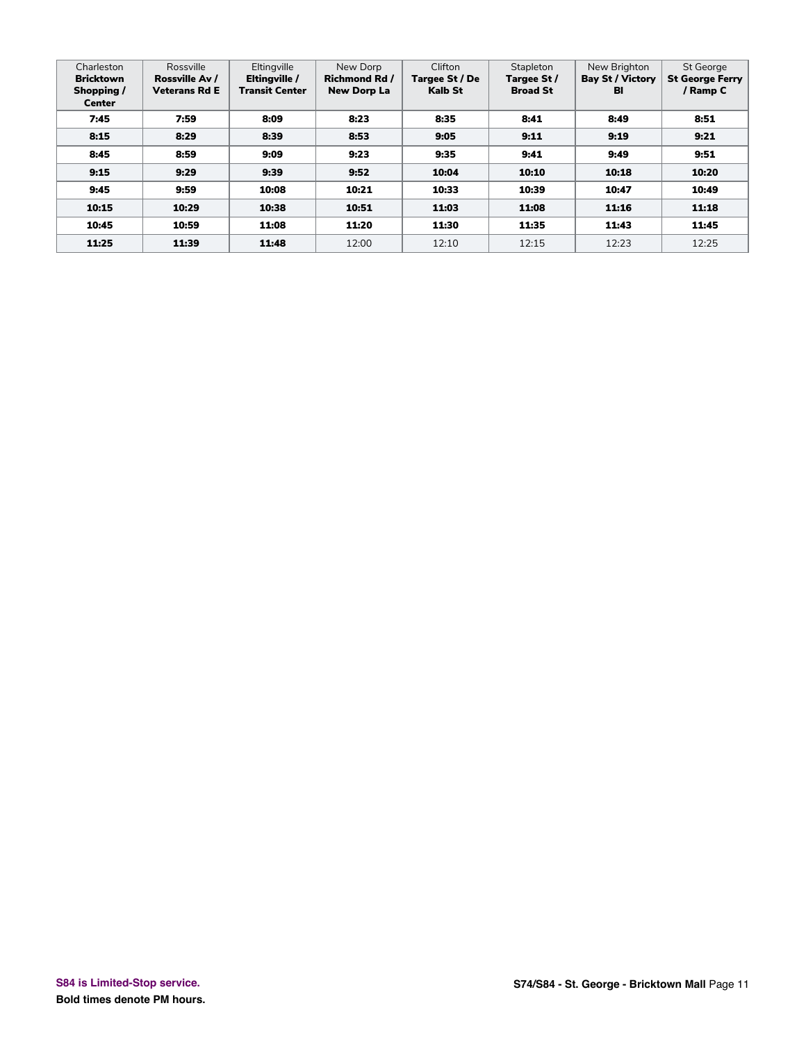| Charleston **Bricktown Shopping / Center** | Rossville **Rossville Av / Veterans Rd E** | Eltingville **Eltingville / Transit Center** | New Dorp **Richmond Rd / New Dorp La** | Clifton **Targee St / De Kalb St** | Stapleton **Targee St / Broad St** | New Brighton **Bay St / Victory Bl** | St George **St George Ferry / Ramp C** |
|---|---|---|---|---|---|---|---|
| **7:45** | **7:59** | **8:09** | **8:23** | **8:35** | **8:41** | **8:49** | **8:51** |
| **8:15** | **8:29** | **8:39** | **8:53** | **9:05** | **9:11** | **9:19** | **9:21** |
| **8:45** | **8:59** | **9:09** | **9:23** | **9:35** | **9:41** | **9:49** | **9:51** |
| **9:15** | **9:29** | **9:39** | **9:52** | **10:04** | **10:10** | **10:18** | **10:20** |
| **9:45** | **9:59** | **10:08** | **10:21** | **10:33** | **10:39** | **10:47** | **10:49** |
| **10:15** | **10:29** | **10:38** | **10:51** | **11:03** | **11:08** | **11:16** | **11:18** |
| **10:45** | **10:59** | **11:08** | **11:20** | **11:30** | **11:35** | **11:43** | **11:45** |
| **11:25** | **11:39** | **11:48** | 12:00 | 12:10 | 12:15 | 12:23 | 12:25 |

**S84 is Limited-Stop service.**

**Bold times denote PM hours.**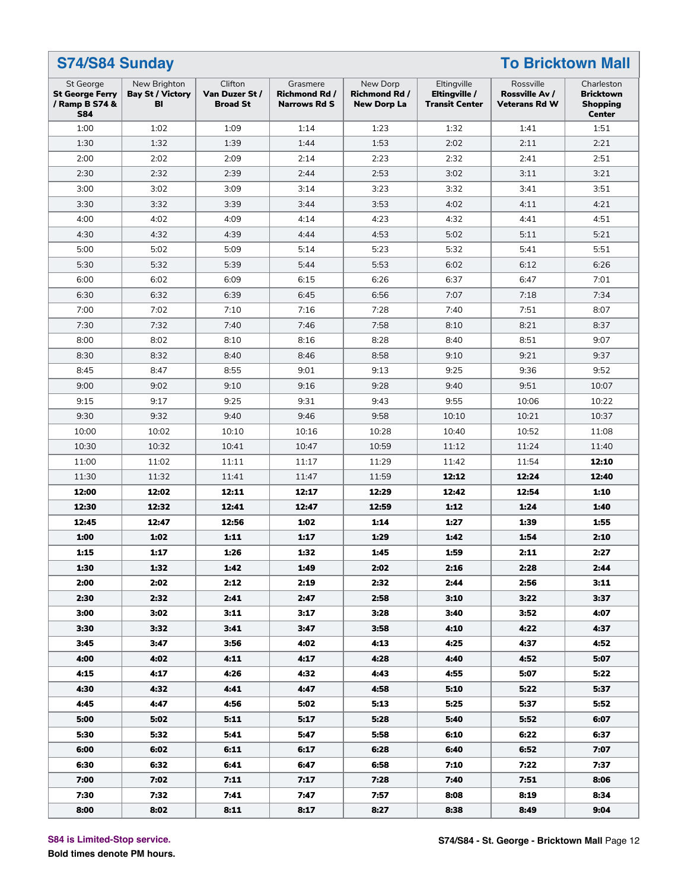## S74/S84 Sunday — To Bricktown Mall

| St George **St George Ferry / Ramp B S74 & S84** | New Brighton **Bay St / Victory Bl** | Clifton **Van Duzer St / Broad St** | Grasmere **Richmond Rd / Narrows Rd S** | New Dorp **Richmond Rd / New Dorp La** | Eltingville **Eltingville / Transit Center** | Rossville **Rossville Av / Veterans Rd W** | Charleston **Bricktown Shopping Center** |
|---|---|---|---|---|---|---|---|
| 1:00 | 1:02 | 1:09 | 1:14 | 1:23 | 1:32 | 1:41 | 1:51 |
| 1:30 | 1:32 | 1:39 | 1:44 | 1:53 | 2:02 | 2:11 | 2:21 |
| 2:00 | 2:02 | 2:09 | 2:14 | 2:23 | 2:32 | 2:41 | 2:51 |
| 2:30 | 2:32 | 2:39 | 2:44 | 2:53 | 3:02 | 3:11 | 3:21 |
| 3:00 | 3:02 | 3:09 | 3:14 | 3:23 | 3:32 | 3:41 | 3:51 |
| 3:30 | 3:32 | 3:39 | 3:44 | 3:53 | 4:02 | 4:11 | 4:21 |
| 4:00 | 4:02 | 4:09 | 4:14 | 4:23 | 4:32 | 4:41 | 4:51 |
| 4:30 | 4:32 | 4:39 | 4:44 | 4:53 | 5:02 | 5:11 | 5:21 |
| 5:00 | 5:02 | 5:09 | 5:14 | 5:23 | 5:32 | 5:41 | 5:51 |
| 5:30 | 5:32 | 5:39 | 5:44 | 5:53 | 6:02 | 6:12 | 6:26 |
| 6:00 | 6:02 | 6:09 | 6:15 | 6:26 | 6:37 | 6:47 | 7:01 |
| 6:30 | 6:32 | 6:39 | 6:45 | 6:56 | 7:07 | 7:18 | 7:34 |
| 7:00 | 7:02 | 7:10 | 7:16 | 7:28 | 7:40 | 7:51 | 8:07 |
| 7:30 | 7:32 | 7:40 | 7:46 | 7:58 | 8:10 | 8:21 | 8:37 |
| 8:00 | 8:02 | 8:10 | 8:16 | 8:28 | 8:40 | 8:51 | 9:07 |
| 8:30 | 8:32 | 8:40 | 8:46 | 8:58 | 9:10 | 9:21 | 9:37 |
| 8:45 | 8:47 | 8:55 | 9:01 | 9:13 | 9:25 | 9:36 | 9:52 |
| 9:00 | 9:02 | 9:10 | 9:16 | 9:28 | 9:40 | 9:51 | 10:07 |
| 9:15 | 9:17 | 9:25 | 9:31 | 9:43 | 9:55 | 10:06 | 10:22 |
| 9:30 | 9:32 | 9:40 | 9:46 | 9:58 | 10:10 | 10:21 | 10:37 |
| 10:00 | 10:02 | 10:10 | 10:16 | 10:28 | 10:40 | 10:52 | 11:08 |
| 10:30 | 10:32 | 10:41 | 10:47 | 10:59 | 11:12 | 11:24 | 11:40 |
| 11:00 | 11:02 | 11:11 | 11:17 | 11:29 | 11:42 | 11:54 | **12:10** |
| 11:30 | 11:32 | 11:41 | 11:47 | 11:59 | **12:12** | **12:24** | **12:40** |
| **12:00** | **12:02** | **12:11** | **12:17** | **12:29** | **12:42** | **12:54** | **1:10** |
| **12:30** | **12:32** | **12:41** | **12:47** | **12:59** | **1:12** | **1:24** | **1:40** |
| **12:45** | **12:47** | **12:56** | **1:02** | **1:14** | **1:27** | **1:39** | **1:55** |
| **1:00** | **1:02** | **1:11** | **1:17** | **1:29** | **1:42** | **1:54** | **2:10** |
| **1:15** | **1:17** | **1:26** | **1:32** | **1:45** | **1:59** | **2:11** | **2:27** |
| **1:30** | **1:32** | **1:42** | **1:49** | **2:02** | **2:16** | **2:28** | **2:44** |
| **2:00** | **2:02** | **2:12** | **2:19** | **2:32** | **2:44** | **2:56** | **3:11** |
| **2:30** | **2:32** | **2:41** | **2:47** | **2:58** | **3:10** | **3:22** | **3:37** |
| **3:00** | **3:02** | **3:11** | **3:17** | **3:28** | **3:40** | **3:52** | **4:07** |
| **3:30** | **3:32** | **3:41** | **3:47** | **3:58** | **4:10** | **4:22** | **4:37** |
| **3:45** | **3:47** | **3:56** | **4:02** | **4:13** | **4:25** | **4:37** | **4:52** |
| **4:00** | **4:02** | **4:11** | **4:17** | **4:28** | **4:40** | **4:52** | **5:07** |
| **4:15** | **4:17** | **4:26** | **4:32** | **4:43** | **4:55** | **5:07** | **5:22** |
| **4:30** | **4:32** | **4:41** | **4:47** | **4:58** | **5:10** | **5:22** | **5:37** |
| **4:45** | **4:47** | **4:56** | **5:02** | **5:13** | **5:25** | **5:37** | **5:52** |
| **5:00** | **5:02** | **5:11** | **5:17** | **5:28** | **5:40** | **5:52** | **6:07** |
| **5:30** | **5:32** | **5:41** | **5:47** | **5:58** | **6:10** | **6:22** | **6:37** |
| **6:00** | **6:02** | **6:11** | **6:17** | **6:28** | **6:40** | **6:52** | **7:07** |
| **6:30** | **6:32** | **6:41** | **6:47** | **6:58** | **7:10** | **7:22** | **7:37** |
| **7:00** | **7:02** | **7:11** | **7:17** | **7:28** | **7:40** | **7:51** | **8:06** |
| **7:30** | **7:32** | **7:41** | **7:47** | **7:57** | **8:08** | **8:19** | **8:34** |
| **8:00** | **8:02** | **8:11** | **8:17** | **8:27** | **8:38** | **8:49** | **9:04** |

**S84 is Limited-Stop service.**

**Bold times denote PM hours.**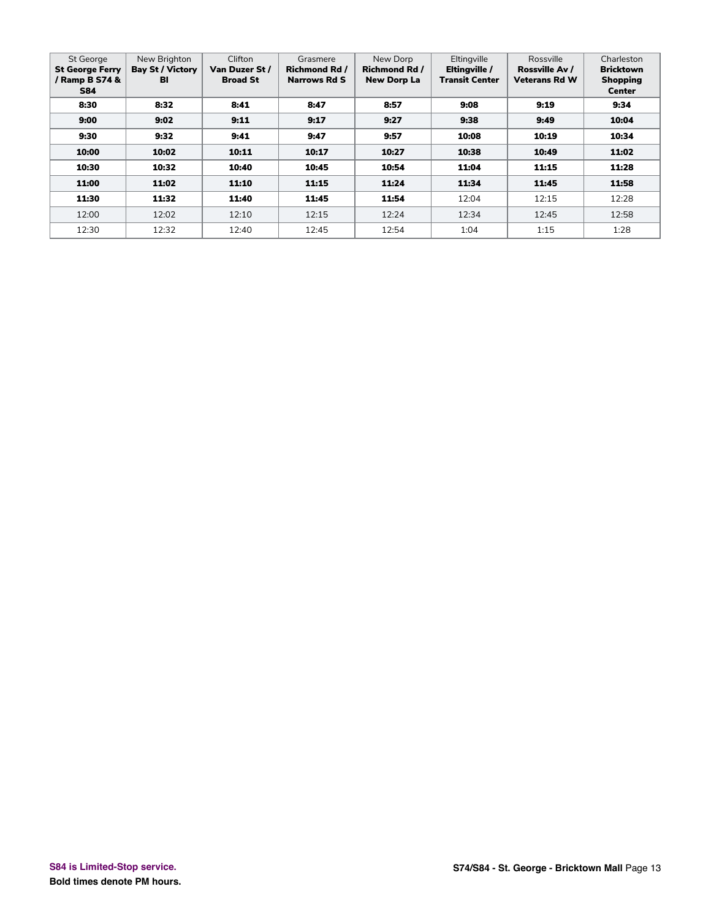| St George **St George Ferry / Ramp B S74 & S84** | New Brighton **Bay St / Victory Bl** | Clifton **Van Duzer St / Broad St** | Grasmere **Richmond Rd / Narrows Rd S** | New Dorp **Richmond Rd / New Dorp La** | Eltingville **Eltingville / Transit Center** | Rossville **Rossville Av / Veterans Rd W** | Charleston **Bricktown Shopping Center** |
|---|---|---|---|---|---|---|---|
| **8:30** | **8:32** | **8:41** | **8:47** | **8:57** | **9:08** | **9:19** | **9:34** |
| **9:00** | **9:02** | **9:11** | **9:17** | **9:27** | **9:38** | **9:49** | **10:04** |
| **9:30** | **9:32** | **9:41** | **9:47** | **9:57** | **10:08** | **10:19** | **10:34** |
| **10:00** | **10:02** | **10:11** | **10:17** | **10:27** | **10:38** | **10:49** | **11:02** |
| **10:30** | **10:32** | **10:40** | **10:45** | **10:54** | **11:04** | **11:15** | **11:28** |
| **11:00** | **11:02** | **11:10** | **11:15** | **11:24** | **11:34** | **11:45** | **11:58** |
| **11:30** | **11:32** | **11:40** | **11:45** | **11:54** | 12:04 | 12:15 | 12:28 |
| 12:00 | 12:02 | 12:10 | 12:15 | 12:24 | 12:34 | 12:45 | 12:58 |
| 12:30 | 12:32 | 12:40 | 12:45 | 12:54 | 1:04 | 1:15 | 1:28 |

**S84 is Limited-Stop service.**

**Bold times denote PM hours.**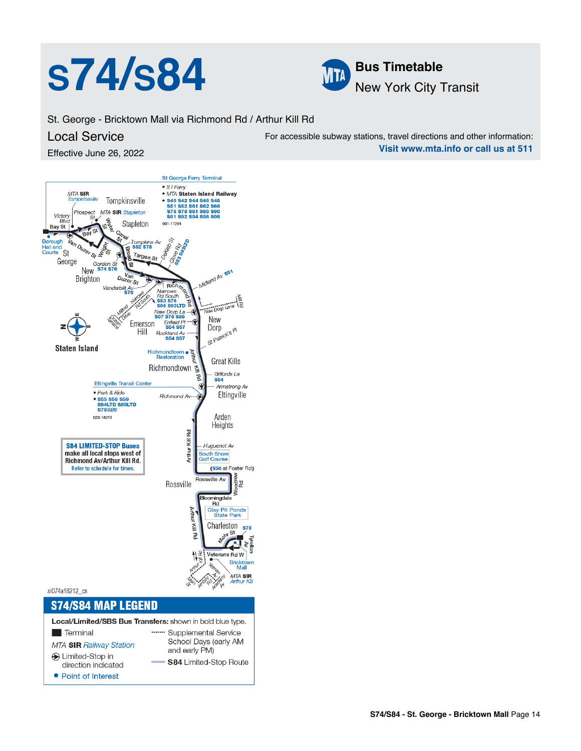# s74/s84

**Bus Timetable**
New York City Transit

St. George - Bricktown Mall via Richmond Rd / Arthur Kill Rd

## Local Service

Effective June 26, 2022

For accessible subway stations, travel directions and other information:
**Visit www.mta.info or call us at 511**

St George Ferry Terminal
- S I Ferry
- MTA Staten Island Railway
- S40 S42 S44 S46 S48 S51 S52 S61 S62 S66 S76 S78 S81 S86 S90 S91 S92 S94 S96 S98

Tompkinsville, Stapleton, St George, New Brighton, Emerson Hill, New Dorp, Great Kills, Richmondtown, Eltingville, Arden Heights, Rossville, Charleston

Staten Island

Eltingville Transit Center
- Park & Ride
- S55 S56 S59 S84LTD S89LTD S79SBS

**S84 LIMITED-STOP Buses** make all local stops west of Richmond Av/Arthur Kill Rd.
Refer to schedule for times.

## S74/S84 MAP LEGEND

**Local/Limited/SBS Bus Transfers:** shown in bold blue type.

- Terminal
- MTA SIR Railway Station
- Limited-Stop in direction indicated
- Point of Interest
- Supplemental Service School Days (early AM and early PM)
- **S84** Limited-Stop Route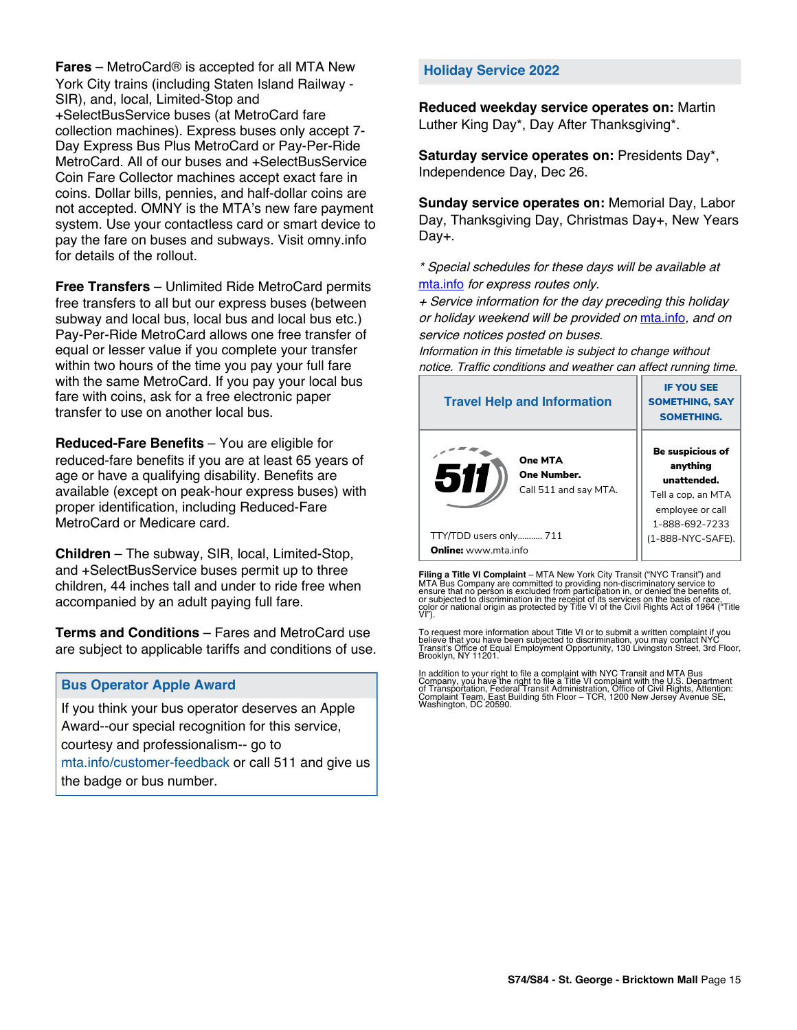**Fares** – MetroCard® is accepted for all MTA New York City trains (including Staten Island Railway - SIR), and, local, Limited-Stop and +SelectBusService buses (at MetroCard fare collection machines). Express buses only accept 7-Day Express Bus Plus MetroCard or Pay-Per-Ride MetroCard. All of our buses and +SelectBusService Coin Fare Collector machines accept exact fare in coins. Dollar bills, pennies, and half-dollar coins are not accepted. OMNY is the MTA's new fare payment system. Use your contactless card or smart device to pay the fare on buses and subways. Visit omny.info for details of the rollout.

**Free Transfers** – Unlimited Ride MetroCard permits free transfers to all but our express buses (between subway and local bus, local bus and local bus etc.) Pay-Per-Ride MetroCard allows one free transfer of equal or lesser value if you complete your transfer within two hours of the time you pay your full fare with the same MetroCard. If you pay your local bus fare with coins, ask for a free electronic paper transfer to use on another local bus.

**Reduced-Fare Benefits** – You are eligible for reduced-fare benefits if you are at least 65 years of age or have a qualifying disability. Benefits are available (except on peak-hour express buses) with proper identification, including Reduced-Fare MetroCard or Medicare card.

**Children** – The subway, SIR, local, Limited-Stop, and +SelectBusService buses permit up to three children, 44 inches tall and under to ride free when accompanied by an adult paying full fare.

**Terms and Conditions** – Fares and MetroCard use are subject to applicable tariffs and conditions of use.

## Bus Operator Apple Award

If you think your bus operator deserves an Apple Award--our special recognition for this service, courtesy and professionalism-- go to mta.info/customer-feedback or call 511 and give us the badge or bus number.

## Holiday Service 2022

**Reduced weekday service operates on:** Martin Luther King Day*, Day After Thanksgiving*.

**Saturday service operates on:** Presidents Day*, Independence Day, Dec 26.

**Sunday service operates on:** Memorial Day, Labor Day, Thanksgiving Day, Christmas Day+, New Years Day+.

*\* Special schedules for these days will be available at mta.info for express routes only.*

*+ Service information for the day preceding this holiday or holiday weekend will be provided on mta.info, and on service notices posted on buses.*

*Information in this timetable is subject to change without notice. Traffic conditions and weather can affect running time.*

## Travel Help and Information

511

**One MTA**
**One Number.**
Call 511 and say MTA.

TTY/TDD users only........... 711

**Online:** www.mta.info

## IF YOU SEE SOMETHING, SAY SOMETHING.

**Be suspicious of anything unattended.**

Tell a cop, an MTA employee or call 1-888-692-7233 (1-888-NYC-SAFE).

**Filing a Title VI Complaint** – MTA New York City Transit ("NYC Transit") and MTA Bus Company are committed to providing non-discriminatory service to ensure that no person is excluded from participation in, or denied the benefits of, or subjected to discrimination in the receipt of its services on the basis of race, color or national origin as protected by Title VI of the Civil Rights Act of 1964 ("Title VI").

To request more information about Title VI or to submit a written complaint if you believe that you have been subjected to discrimination, you may contact NYC Transit's Office of Equal Employment Opportunity, 130 Livingston Street, 3rd Floor, Brooklyn, NY 11201.

In addition to your right to file a complaint with NYC Transit and MTA Bus Company, you have the right to file a Title VI complaint with the U.S. Department of Transportation, Federal Transit Administration, Office of Civil Rights, Attention: Complaint Team, East Building 5th Floor – TCR, 1200 New Jersey Avenue SE, Washington, DC 20590.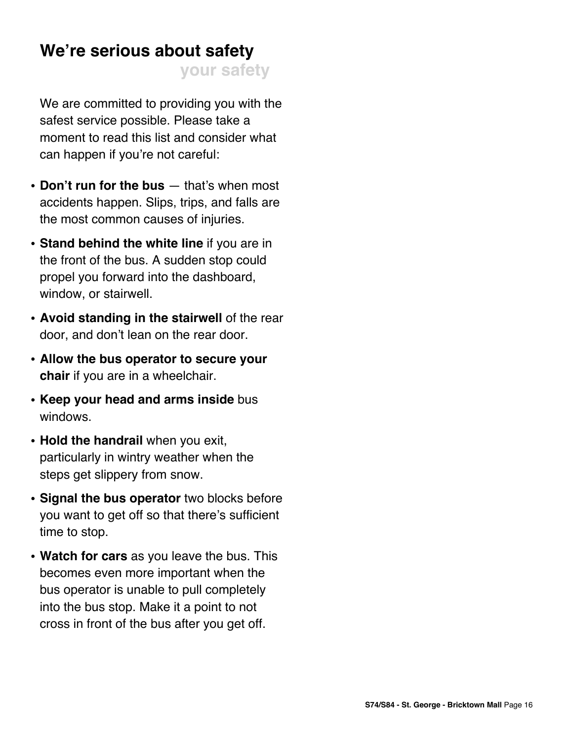## We're serious about safety

### your safety

We are committed to providing you with the safest service possible. Please take a moment to read this list and consider what can happen if you're not careful:

- **Don't run for the bus** — that's when most accidents happen. Slips, trips, and falls are the most common causes of injuries.
- **Stand behind the white line** if you are in the front of the bus. A sudden stop could propel you forward into the dashboard, window, or stairwell.
- **Avoid standing in the stairwell** of the rear door, and don't lean on the rear door.
- **Allow the bus operator to secure your chair** if you are in a wheelchair.
- **Keep your head and arms inside** bus windows.
- **Hold the handrail** when you exit, particularly in wintry weather when the steps get slippery from snow.
- **Signal the bus operator** two blocks before you want to get off so that there's sufficient time to stop.
- **Watch for cars** as you leave the bus. This becomes even more important when the bus operator is unable to pull completely into the bus stop. Make it a point to not cross in front of the bus after you get off.